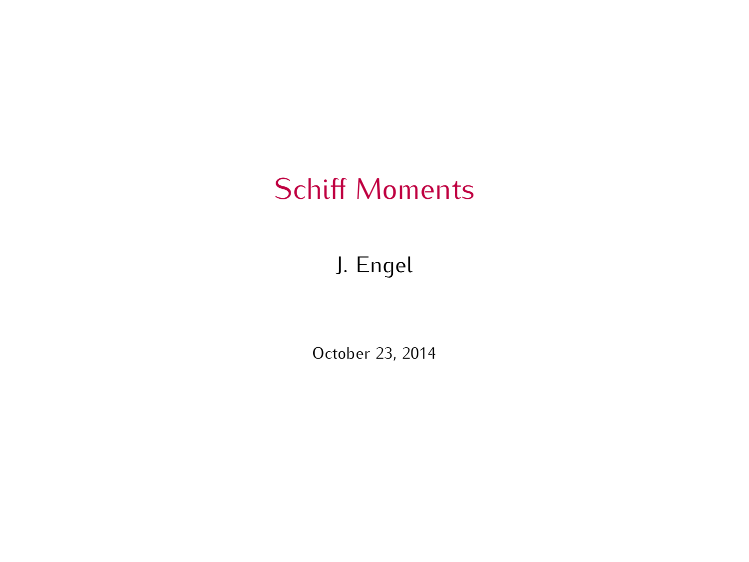# Schiff Moments

J. Engel

October 23, 2014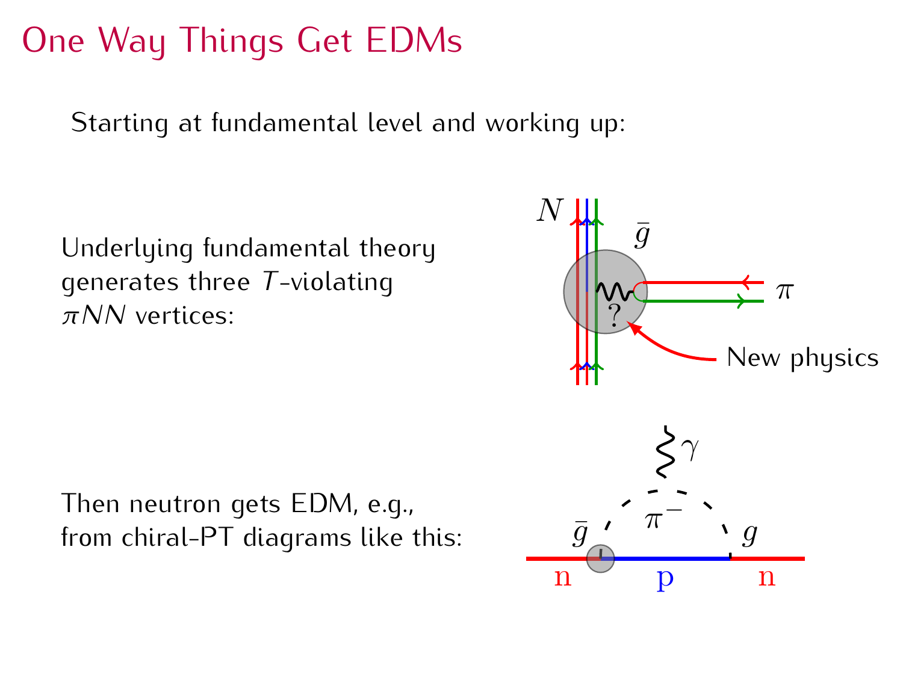# One Way Things Get EDMs

Starting at fundamental level and working up:

Underlying fundamental theory generates three $T$-violating $\pi NN$ vertices:

Then neutron gets EDM, e.g., from chiral-PT diagrams like this: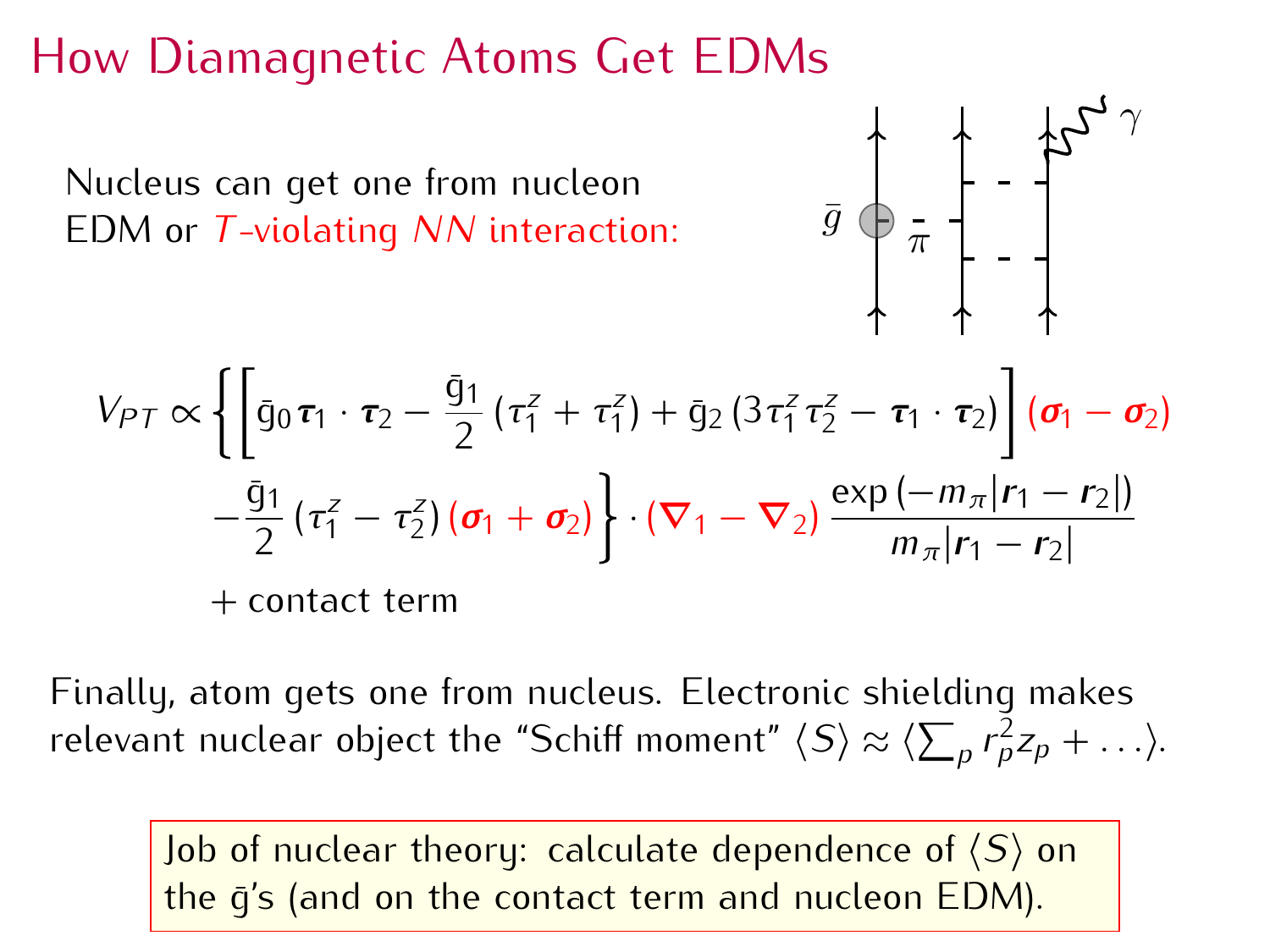# How Diamagnetic Atoms Get EDMs

Nucleus can get one from nucleon EDM or *T*-violating *NN* interaction:

$$
\begin{aligned}
V_{PT} \propto \Bigg\{ \bigg[ & \bar{g}_0 \, \boldsymbol{\tau}_1 \cdot \boldsymbol{\tau}_2 - \frac{\bar{g}_1}{2} \left( \tau_1^z + \tau_1^z \right) + \bar{g}_2 \left( 3 \tau_1^z \tau_2^z - \boldsymbol{\tau}_1 \cdot \boldsymbol{\tau}_2 \right) \bigg] \left( \boldsymbol{\sigma}_1 - \boldsymbol{\sigma}_2 \right) \\
& - \frac{\bar{g}_1}{2} \left( \tau_1^z - \tau_2^z \right) \left( \boldsymbol{\sigma}_1 + \boldsymbol{\sigma}_2 \right) \Bigg\} \cdot \left( \boldsymbol{\nabla}_1 - \boldsymbol{\nabla}_2 \right) \frac{\exp\left( -m_\pi |\boldsymbol{r}_1 - \boldsymbol{r}_2| \right)}{m_\pi |\boldsymbol{r}_1 - \boldsymbol{r}_2|} \\
& + \text{contact term}
\end{aligned}
$$

Finally, atom gets one from nucleus. Electronic shielding makes relevant nuclear object the "Schiff moment" $\langle S \rangle \approx \langle \sum_p r_p^2 z_p + \ldots \rangle$.

> Job of nuclear theory: calculate dependence of $\langle S \rangle$ on the $\bar{g}$'s (and on the contact term and nucleon EDM).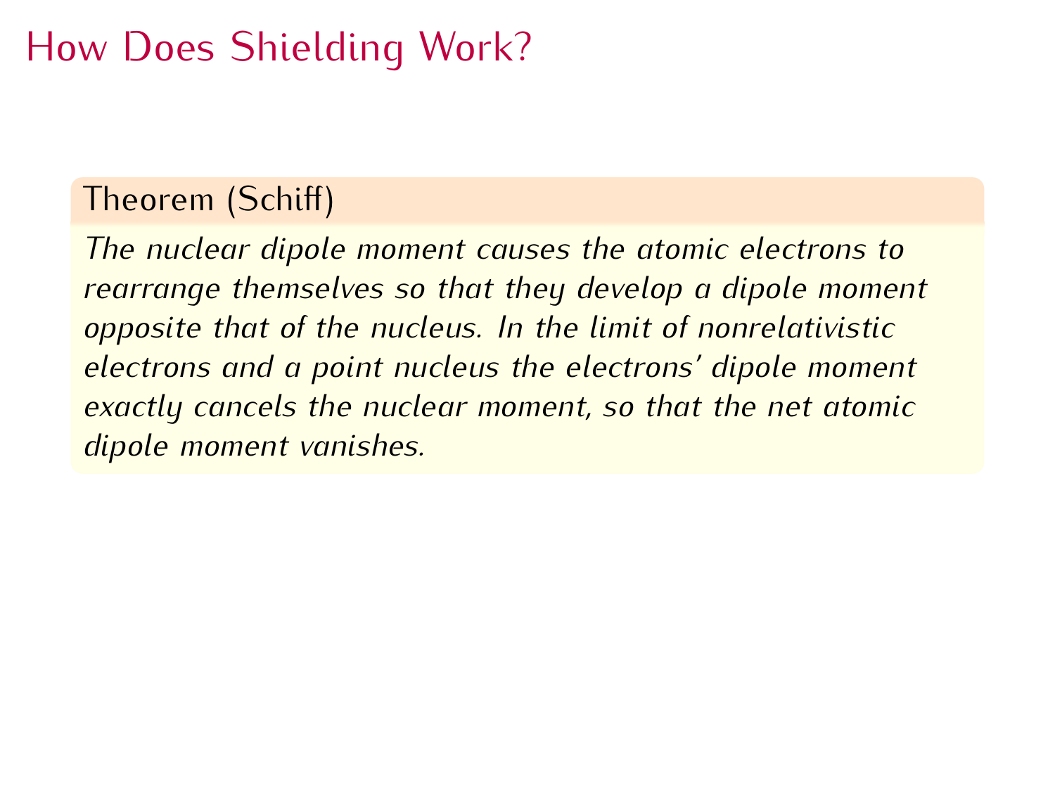# How Does Shielding Work?

**Theorem (Schiff)**

*The nuclear dipole moment causes the atomic electrons to rearrange themselves so that they develop a dipole moment opposite that of the nucleus. In the limit of nonrelativistic electrons and a point nucleus the electrons' dipole moment exactly cancels the nuclear moment, so that the net atomic dipole moment vanishes.*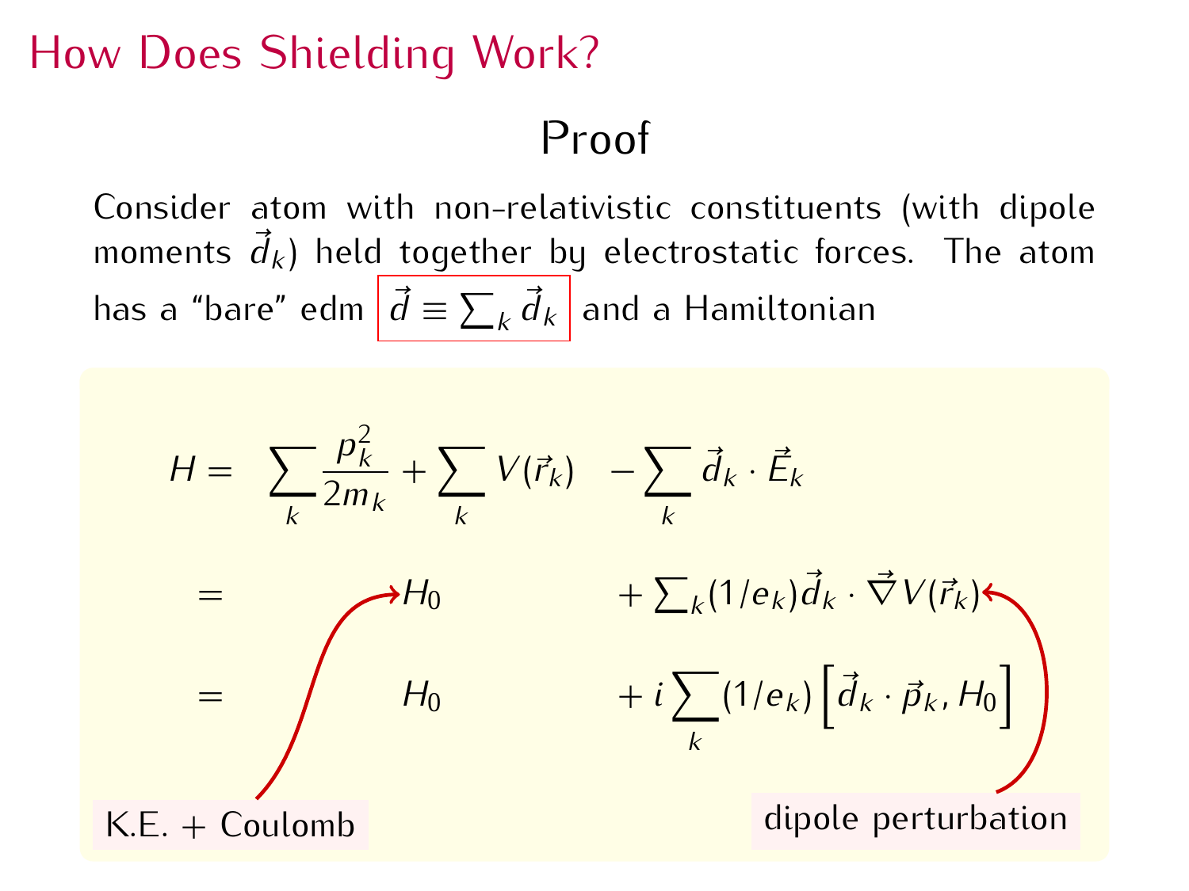# How Does Shielding Work?

## Proof

Consider atom with non-relativistic constituents (with dipole moments $\vec{d}_k$) held together by electrostatic forces. The atom has a "bare" edm $\boxed{\vec{d} \equiv \sum_k \vec{d}_k}$ and a Hamiltonian

$$
\begin{aligned}
H = &\sum_k \frac{p_k^2}{2m_k} + \sum_k V(\vec{r}_k) \quad - \sum_k \vec{d}_k \cdot \vec{E}_k \\
= &\quad H_0 \qquad\qquad + \textstyle\sum_k (1/e_k) \vec{d}_k \cdot \vec{\nabla} V(\vec{r}_k) \\
= &\quad H_0 \qquad\qquad + i \sum_k (1/e_k) \left[ \vec{d}_k \cdot \vec{p}_k, H_0 \right]
\end{aligned}
$$

K.E. + Coulomb

dipole perturbation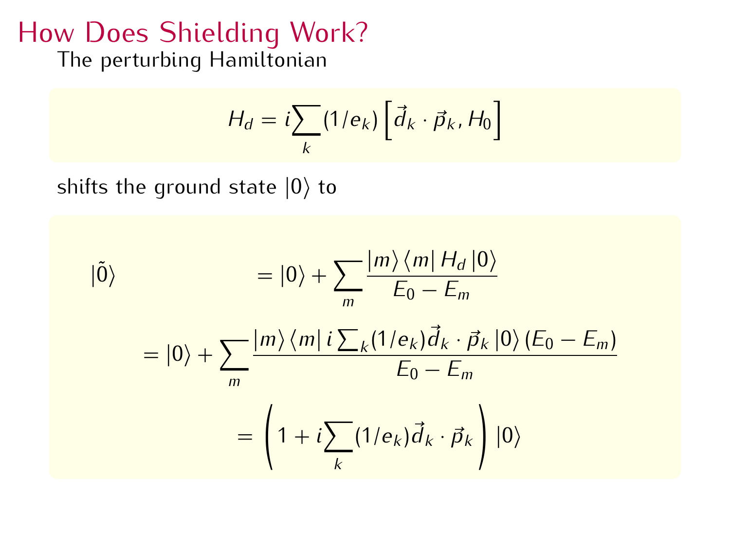# How Does Shielding Work?

The perturbing Hamiltonian

$$H_d = i\sum_k (1/e_k)\left[\vec{d}_k \cdot \vec{p}_k, H_0\right]$$

shifts the ground state $|0\rangle$ to

$$
\begin{aligned}
|\tilde{0}\rangle &= |0\rangle + \sum_m \frac{|m\rangle \langle m| H_d |0\rangle}{E_0 - E_m} \\
&= |0\rangle + \sum_m \frac{|m\rangle \langle m| \, i\sum_k (1/e_k)\vec{d}_k \cdot \vec{p}_k \, |0\rangle \, (E_0 - E_m)}{E_0 - E_m} \\
&= \left(1 + i\sum_k (1/e_k)\vec{d}_k \cdot \vec{p}_k\right)|0\rangle
\end{aligned}
$$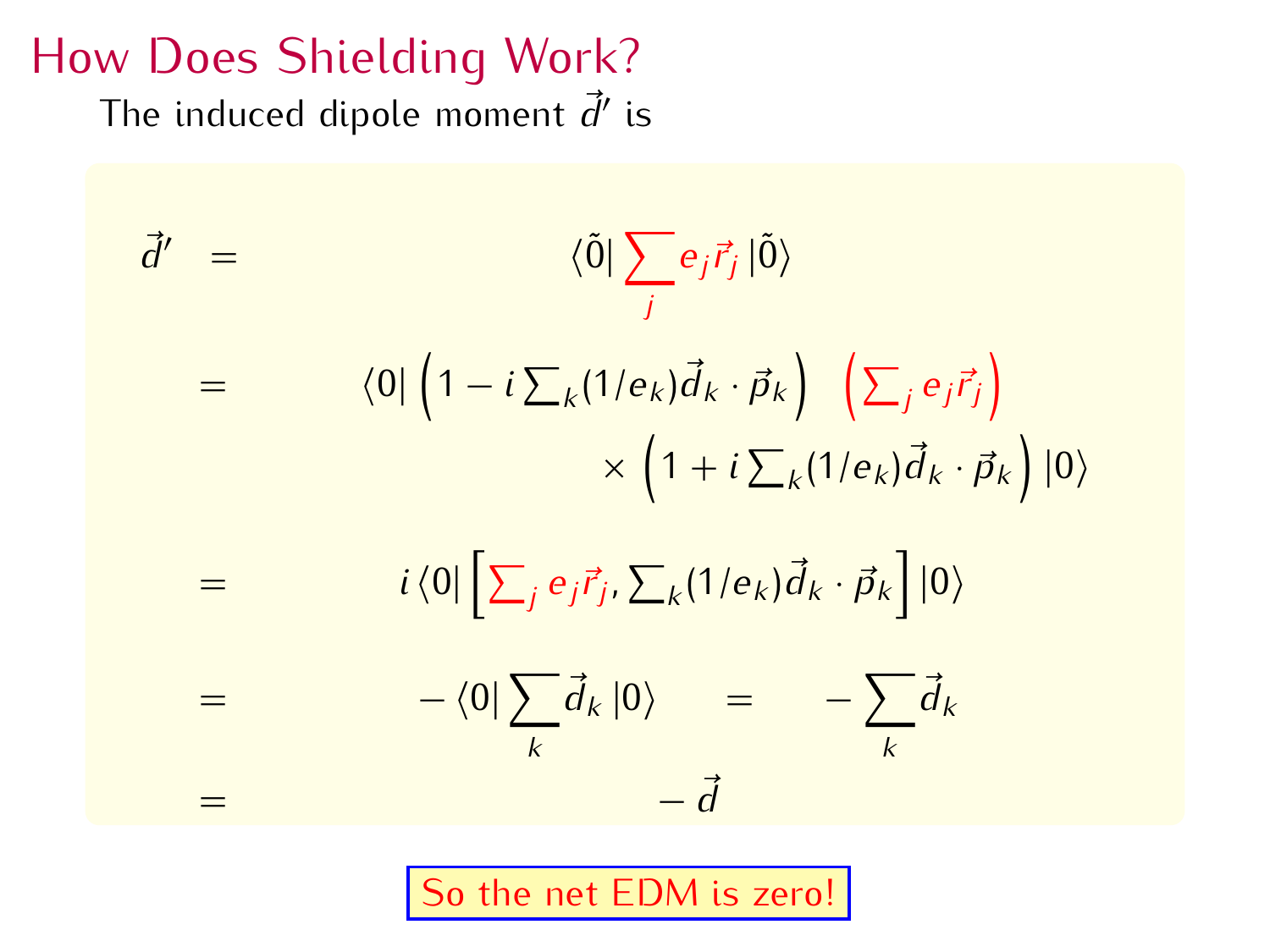# How Does Shielding Work?

The induced dipole moment $\vec{d}'$ is

$$
\begin{aligned}
\vec{d}' &= \langle \tilde{0} | \sum_j e_j \vec{r}_j | \tilde{0} \rangle \\
&= \langle 0 | \left(1 - i \sum_k (1/e_k) \vec{d}_k \cdot \vec{p}_k \right) \left( \sum_j e_j \vec{r}_j \right) \\
&\qquad \times \left(1 + i \sum_k (1/e_k) \vec{d}_k \cdot \vec{p}_k \right) | 0 \rangle \\
&= i \langle 0 | \left[ \sum_j e_j \vec{r}_j , \sum_k (1/e_k) \vec{d}_k \cdot \vec{p}_k \right] | 0 \rangle \\
&= - \langle 0 | \sum_k \vec{d}_k | 0 \rangle \quad = \quad - \sum_k \vec{d}_k \\
&= - \vec{d}
\end{aligned}
$$

So the net EDM is zero!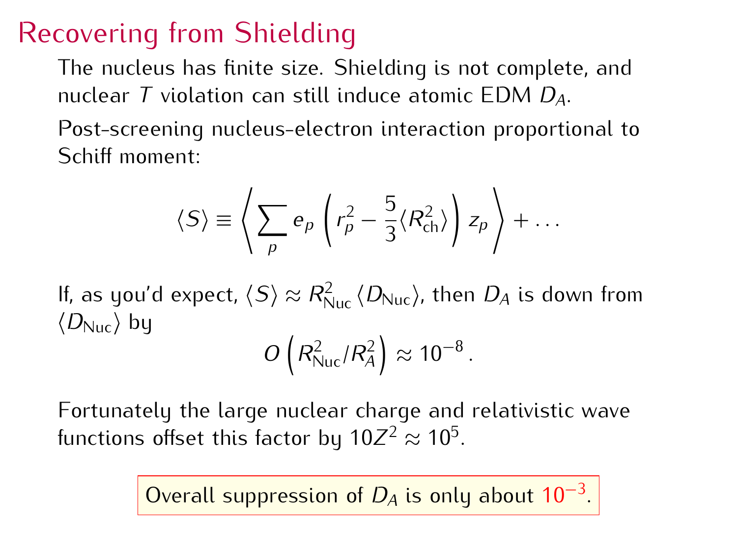# Recovering from Shielding

The nucleus has finite size. Shielding is not complete, and nuclear $T$ violation can still induce atomic EDM $D_A$.

Post-screening nucleus-electron interaction proportional to Schiff moment:

$$\langle S \rangle \equiv \left\langle \sum_p e_p \left( r_p^2 - \frac{5}{3} \langle R_{\text{ch}}^2 \rangle \right) z_p \right\rangle + \ldots$$

If, as you'd expect, $\langle S \rangle \approx R_{\text{Nuc}}^2 \langle D_{\text{Nuc}} \rangle$, then $D_A$ is down from $\langle D_{\text{Nuc}} \rangle$ by

$$O\left( R_{\text{Nuc}}^2 / R_A^2 \right) \approx 10^{-8} \, .$$

Fortunately the large nuclear charge and relativistic wave functions offset this factor by $10Z^2 \approx 10^5$.

Overall suppression of $D_A$ is only about $10^{-3}$.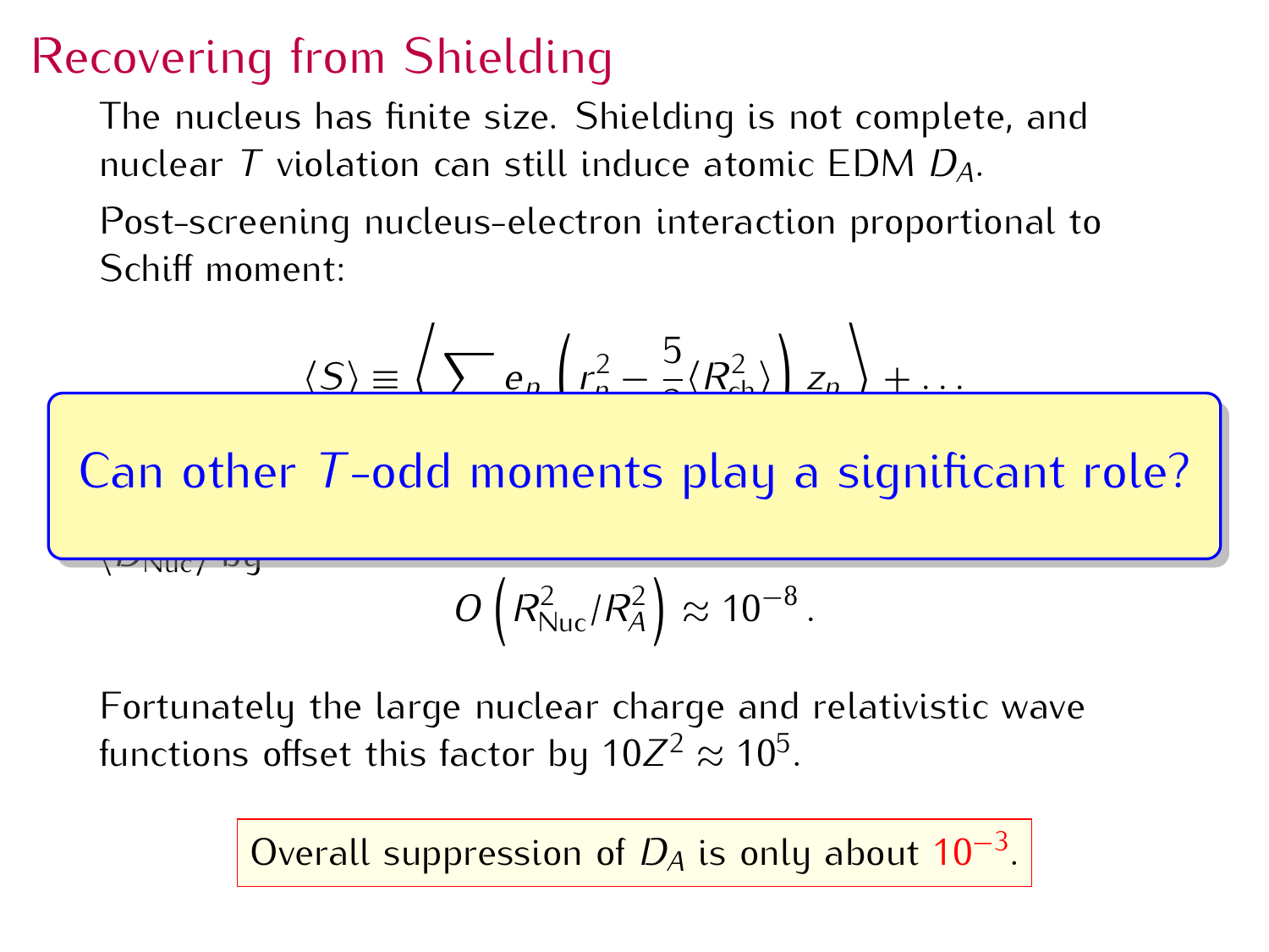# Recovering from Shielding

The nucleus has finite size. Shielding is not complete, and nuclear $T$ violation can still induce atomic EDM $D_A$.

Post-screening nucleus-electron interaction proportional to Schiff moment:

$$\langle S \rangle \equiv \left\langle \sum e_p \left( r_p^2 - \frac{5}{3} \langle R_{\text{ch}}^2 \rangle \right) z_p \right\rangle + \ldots$$

**Can other $T$-odd moments play a significant role?**

$\langle D_{\text{Nuc}} \rangle$ by

$$O\left(R_{\text{Nuc}}^2 / R_A^2\right) \approx 10^{-8}.$$

Fortunately the large nuclear charge and relativistic wave functions offset this factor by $10Z^2 \approx 10^5$.

Overall suppression of $D_A$ is only about $10^{-3}$.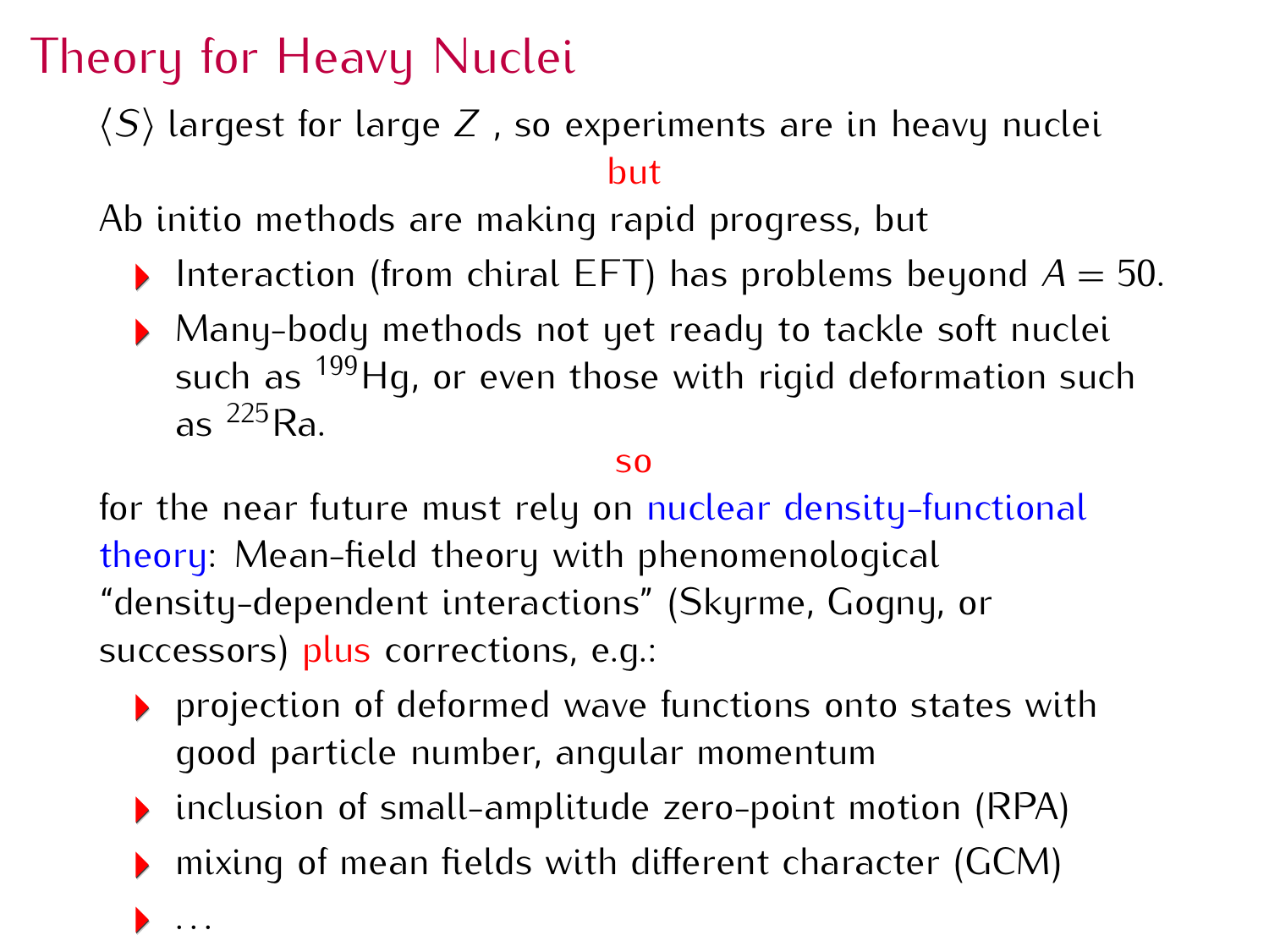# Theory for Heavy Nuclei

$\langle S \rangle$ largest for large $Z$ , so experiments are in heavy nuclei

but

Ab initio methods are making rapid progress, but

- Interaction (from chiral EFT) has problems beyond $A = 50$.
- Many-body methods not yet ready to tackle soft nuclei such as $^{199}$Hg, or even those with rigid deformation such as $^{225}$Ra.

so

for the near future must rely on nuclear density-functional theory: Mean-field theory with phenomenological "density-dependent interactions" (Skyrme, Gogny, or successors) plus corrections, e.g.:

- projection of deformed wave functions onto states with good particle number, angular momentum
- inclusion of small-amplitude zero-point motion (RPA)
- mixing of mean fields with different character (GCM)
- ...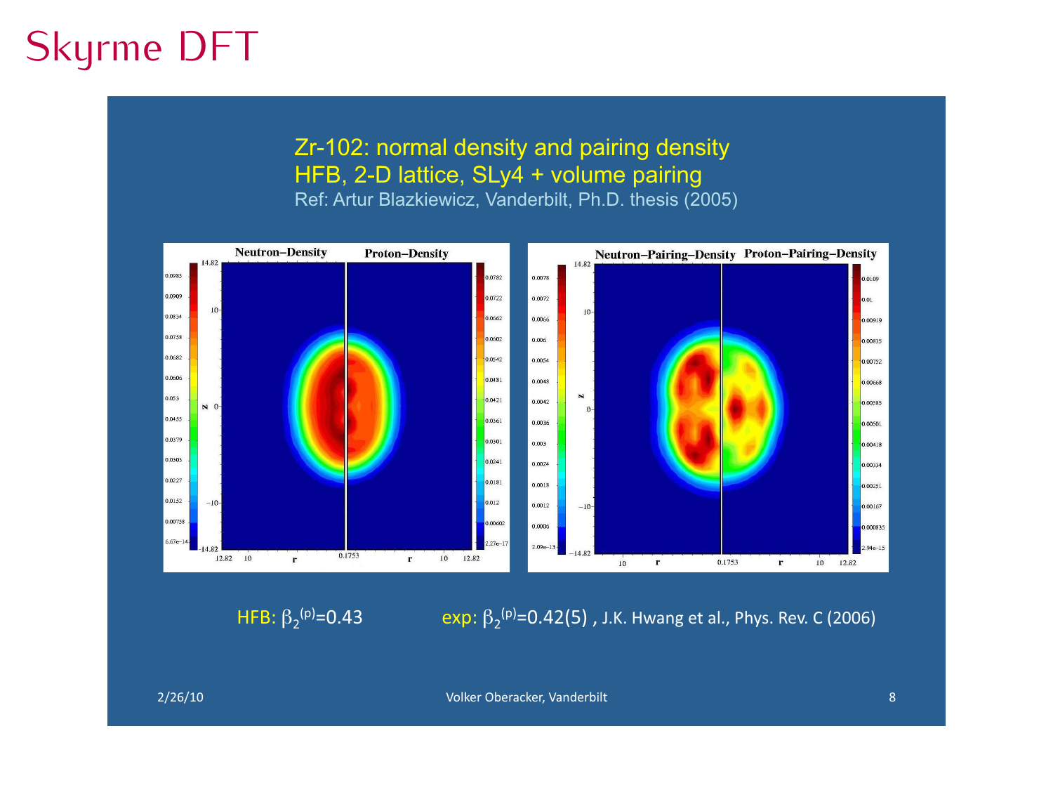# Skyrme DFT

Zr-102: normal density and pairing density
HFB, 2-D lattice, SLy4 + volume pairing
Ref: Artur Blazkiewicz, Vanderbilt, Ph.D. thesis (2005)

HFB: $\beta_2^{(p)}$=0.43

exp: $\beta_2^{(p)}$=0.42(5) , J.K. Hwang et al., Phys. Rev. C (2006)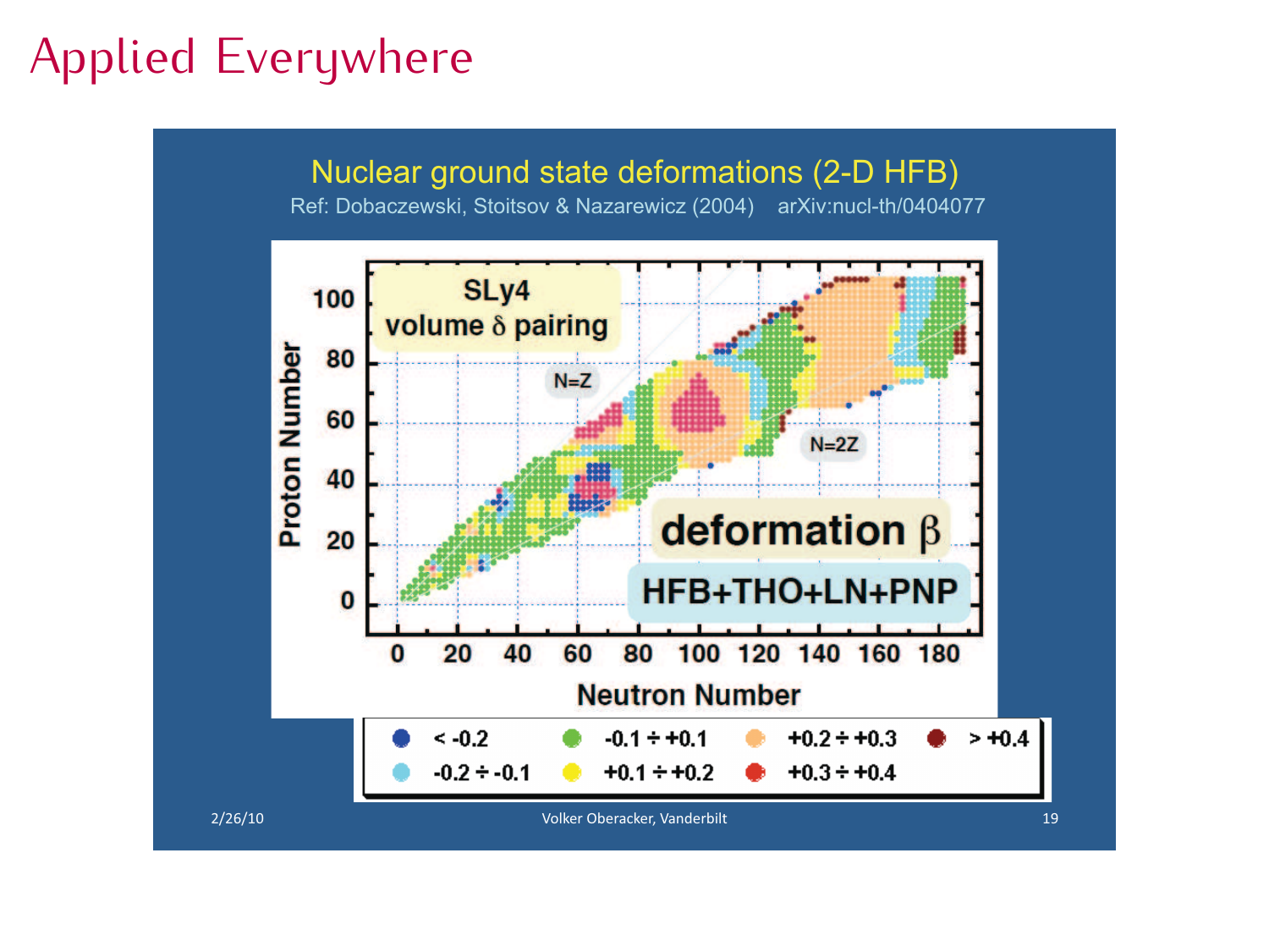# Applied Everywhere

Nuclear ground state deformations (2-D HFB)

Ref: Dobaczewski, Stoitsov & Nazarewicz (2004) arXiv:nucl-th/0404077

SLy4
volume $\delta$ pairing

N=Z

N=2Z

deformation $\beta$

HFB+THO+LN+PNP

Proton Number

Neutron Number

| | | | |
|---|---|---|---|
| < -0.2 | -0.1 ÷ +0.1 | +0.2 ÷ +0.3 | > +0.4 |
| -0.2 ÷ -0.1 | +0.1 ÷ +0.2 | +0.3 ÷ +0.4 | |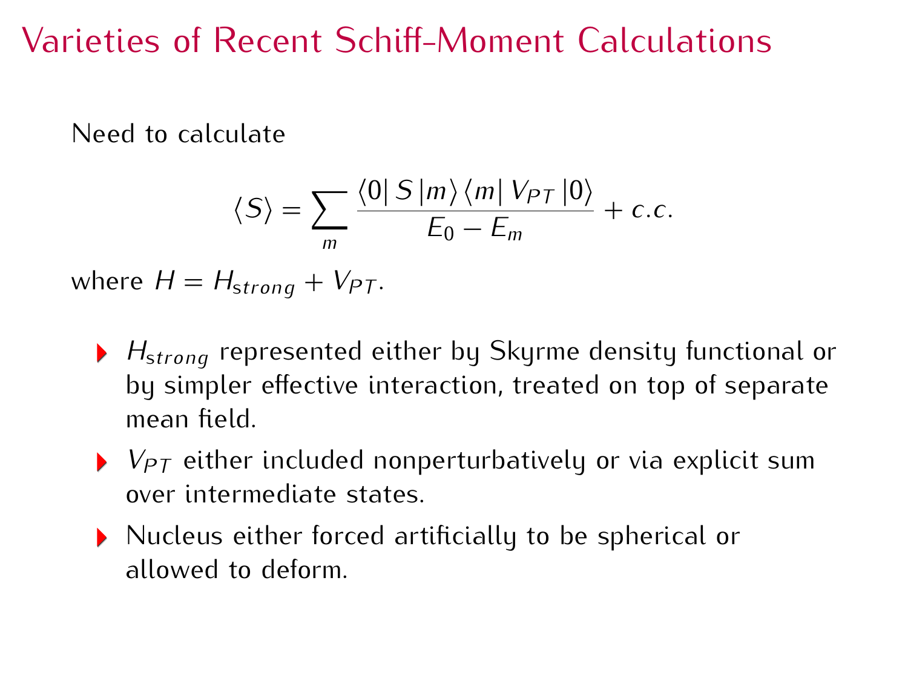# Varieties of Recent Schiff-Moment Calculations

Need to calculate

$$\langle S \rangle = \sum_m \frac{\langle 0| S |m\rangle \langle m| V_{PT} |0\rangle}{E_0 - E_m} + c.c.$$

where $H = H_{strong} + V_{PT}$.

- $H_{strong}$ represented either by Skyrme density functional or by simpler effective interaction, treated on top of separate mean field.
- $V_{PT}$ either included nonperturbatively or via explicit sum over intermediate states.
- Nucleus either forced artificially to be spherical or allowed to deform.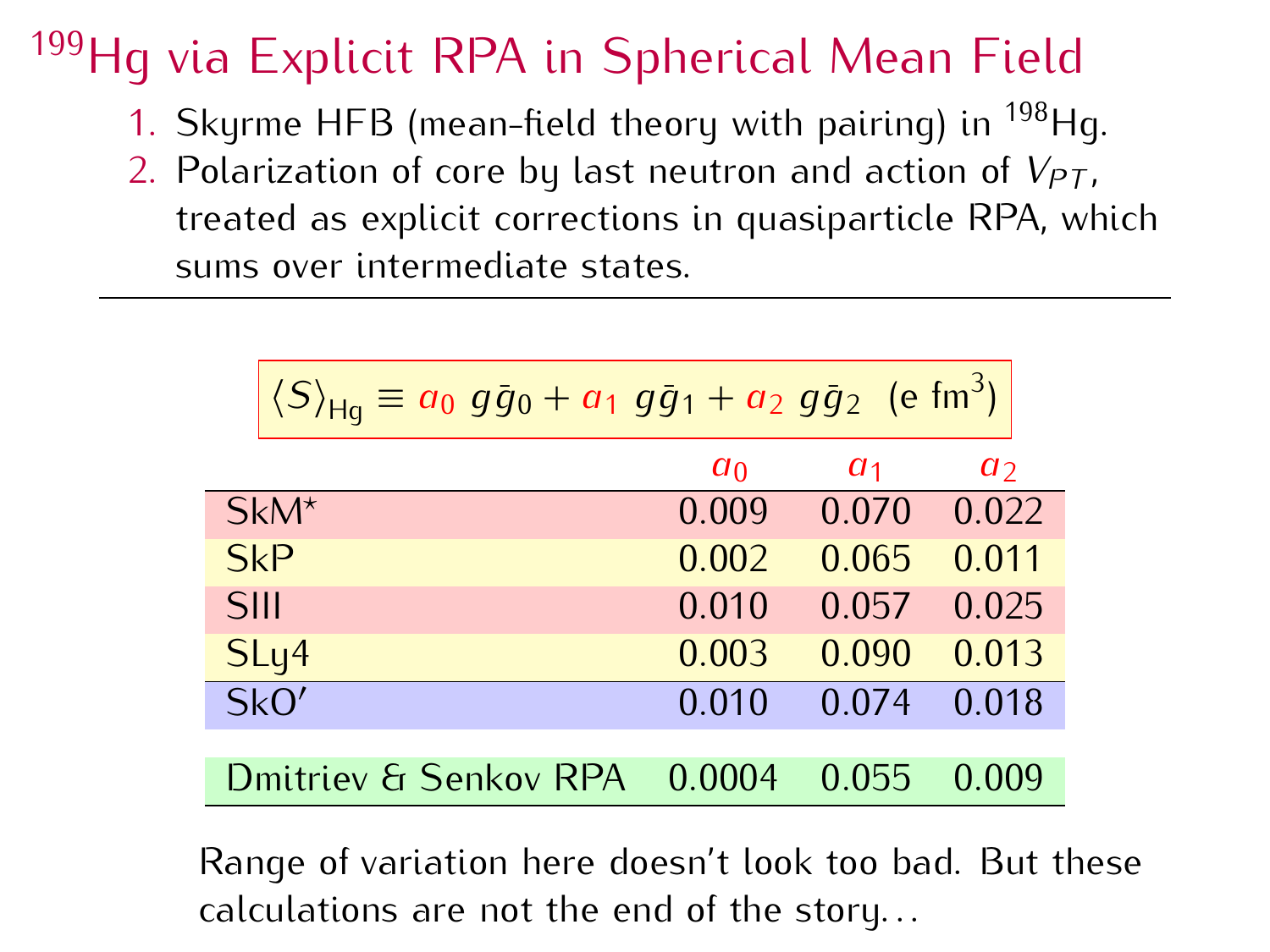# $^{199}$Hg via Explicit RPA in Spherical Mean Field

1. Skyrme HFB (mean-field theory with pairing) in $^{198}$Hg.
2. Polarization of core by last neutron and action of $V_{PT}$, treated as explicit corrections in quasiparticle RPA, which sums over intermediate states.

---

$$\langle S \rangle_{\text{Hg}} \equiv a_0 \; g\bar{g}_0 + a_1 \; g\bar{g}_1 + a_2 \; g\bar{g}_2 \;\; (\text{e fm}^3)$$

| | $a_0$ | $a_1$ | $a_2$ |
|---|---|---|---|
| SkM* | 0.009 | 0.070 | 0.022 |
| SkP | 0.002 | 0.065 | 0.011 |
| SIII | 0.010 | 0.057 | 0.025 |
| SLy4 | 0.003 | 0.090 | 0.013 |
| SkO′ | 0.010 | 0.074 | 0.018 |
| Dmitriev & Senkov RPA | 0.0004 | 0.055 | 0.009 |

Range of variation here doesn't look too bad. But these calculations are not the end of the story...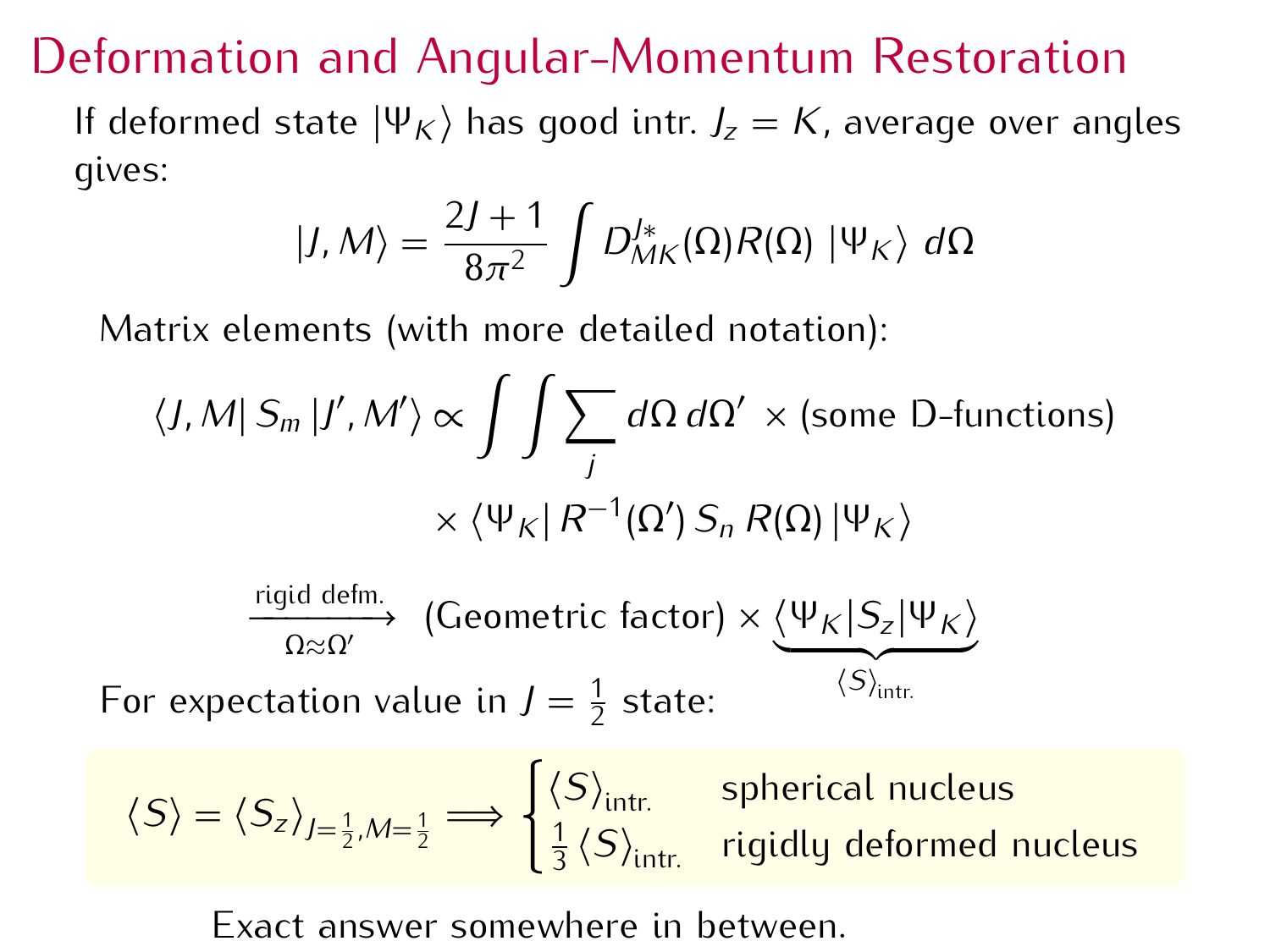# Deformation and Angular-Momentum Restoration

If deformed state $|\Psi_K\rangle$ has good intr. $J_z = K$, average over angles gives:

$$|J, M\rangle = \frac{2J+1}{8\pi^2} \int D^{J*}_{MK}(\Omega) R(\Omega) \, |\Psi_K\rangle \, d\Omega$$

Matrix elements (with more detailed notation):

$$\langle J, M| \, S_m \, |J', M'\rangle \propto \int \int \sum_j d\Omega \, d\Omega' \times (\text{some D-functions})$$

$$\times \langle \Psi_K | \, R^{-1}(\Omega') \, S_n \, R(\Omega) \, |\Psi_K\rangle$$

$$\xrightarrow[\Omega \approx \Omega']{\text{rigid defm.}} (\text{Geometric factor}) \times \underbrace{\langle \Psi_K | S_z | \Psi_K \rangle}_{\langle S \rangle_{\text{intr.}}}$$

For expectation value in $J = \frac{1}{2}$ state:

$$\langle S \rangle = \langle S_z \rangle_{J=\frac{1}{2}, M=\frac{1}{2}} \Longrightarrow \begin{cases} \langle S \rangle_{\text{intr.}} & \text{spherical nucleus} \\ \frac{1}{3} \langle S \rangle_{\text{intr.}} & \text{rigidly deformed nucleus} \end{cases}$$

Exact answer somewhere in between.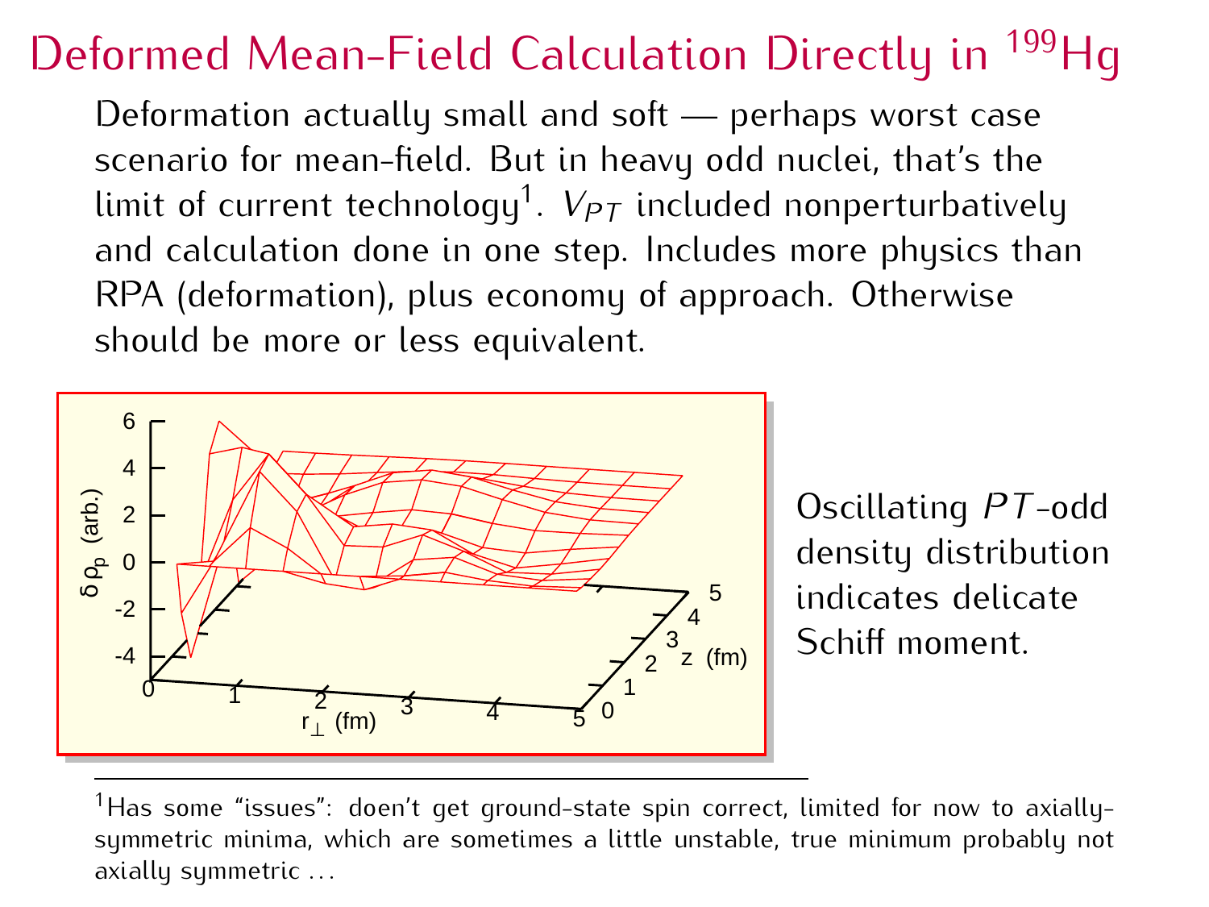# Deformed Mean-Field Calculation Directly in $^{199}$Hg

Deformation actually small and soft — perhaps worst case scenario for mean-field. But in heavy odd nuclei, that's the limit of current technology[1]. $V_{PT}$ included nonperturbatively and calculation done in one step. Includes more physics than RPA (deformation), plus economy of approach. Otherwise should be more or less equivalent.

Oscillating $PT$-odd density distribution indicates delicate Schiff moment.

[1] Has some "issues": doesn't get ground-state spin correct, limited for now to axially-symmetric minima, which are sometimes a little unstable, true minimum probably not axially symmetric ...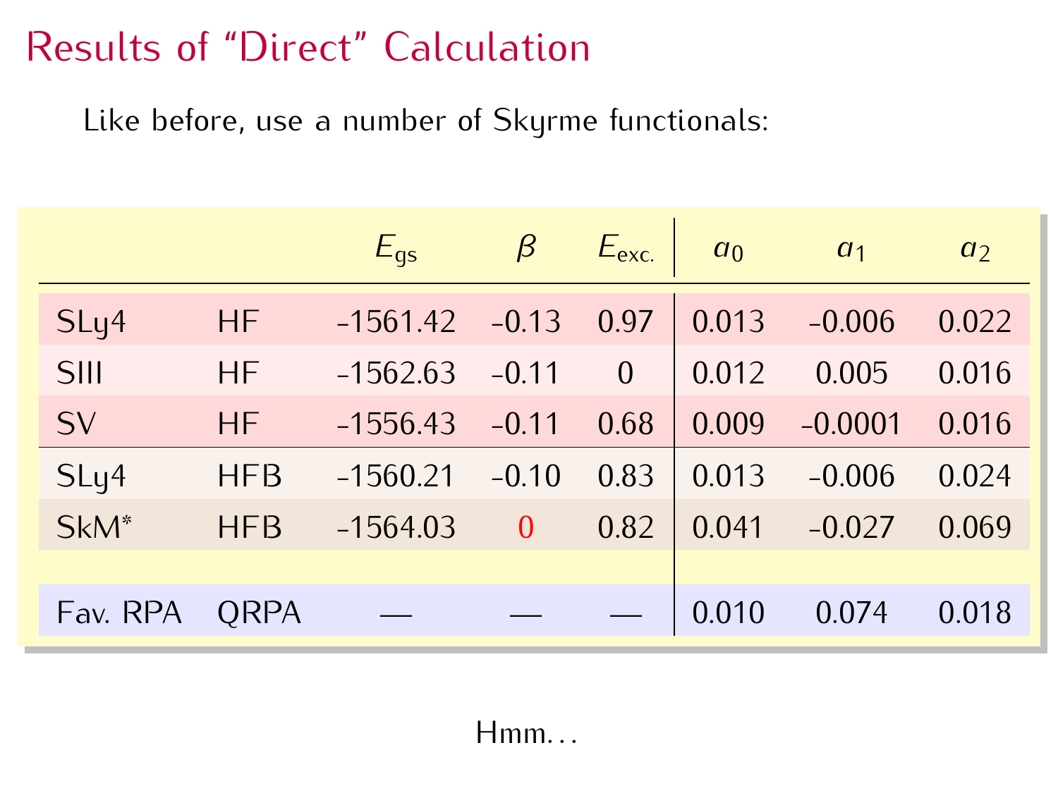# Results of “Direct” Calculation

Like before, use a number of Skyrme functionals:

| | | $E_{gs}$ | $\beta$ | $E_{exc.}$ | $a_0$ | $a_1$ | $a_2$ |
|---|---|---|---|---|---|---|---|
| SLy4 | HF | -1561.42 | -0.13 | 0.97 | 0.013 | -0.006 | 0.022 |
| SIII | HF | -1562.63 | -0.11 | 0 | 0.012 | 0.005 | 0.016 |
| SV | HF | -1556.43 | -0.11 | 0.68 | 0.009 | -0.0001 | 0.016 |
| SLy4 | HFB | -1560.21 | -0.10 | 0.83 | 0.013 | -0.006 | 0.024 |
| SkM* | HFB | -1564.03 | 0 | 0.82 | 0.041 | -0.027 | 0.069 |
| Fav. RPA | QRPA | — | — | — | 0.010 | 0.074 | 0.018 |

Hmm...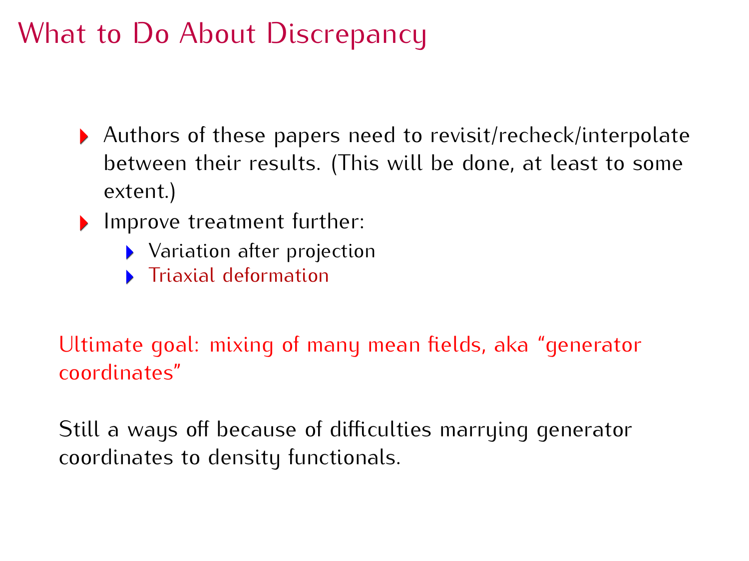# What to Do About Discrepancy

- Authors of these papers need to revisit/recheck/interpolate between their results. (This will be done, at least to some extent.)
- Improve treatment further:
  - Variation after projection
  - Triaxial deformation

Ultimate goal: mixing of many mean fields, aka "generator coordinates"

Still a ways off because of difficulties marrying generator coordinates to density functionals.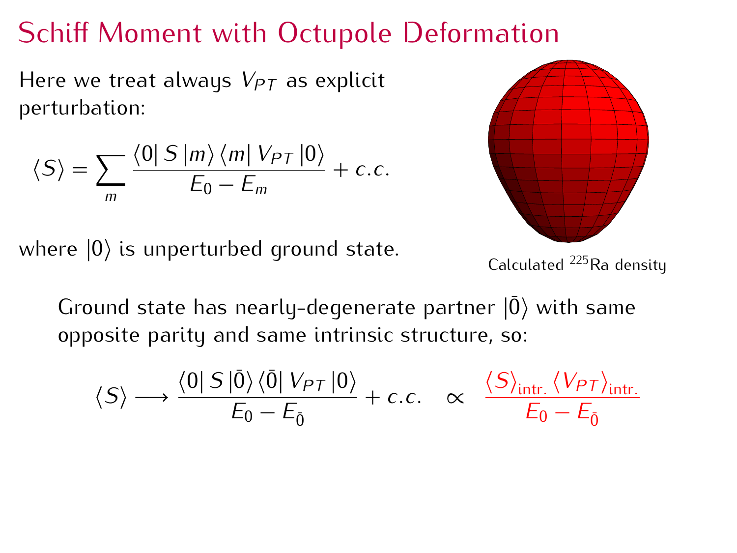# Schiff Moment with Octupole Deformation

Here we treat always $V_{PT}$ as explicit perturbation:

$$\langle S \rangle = \sum_m \frac{\langle 0 | S | m \rangle \langle m | V_{PT} | 0 \rangle}{E_0 - E_m} + c.c.$$

where $|0\rangle$ is unperturbed ground state.

Calculated $^{225}$Ra density

Ground state has nearly-degenerate partner $|\bar{0}\rangle$ with same opposite parity and same intrinsic structure, so:

$$\langle S \rangle \longrightarrow \frac{\langle 0 | S | \bar{0} \rangle \langle \bar{0} | V_{PT} | 0 \rangle}{E_0 - E_{\bar{0}}} + c.c. \quad \propto \quad \frac{\langle S \rangle_{\text{intr.}} \langle V_{PT} \rangle_{\text{intr.}}}{E_0 - E_{\bar{0}}}$$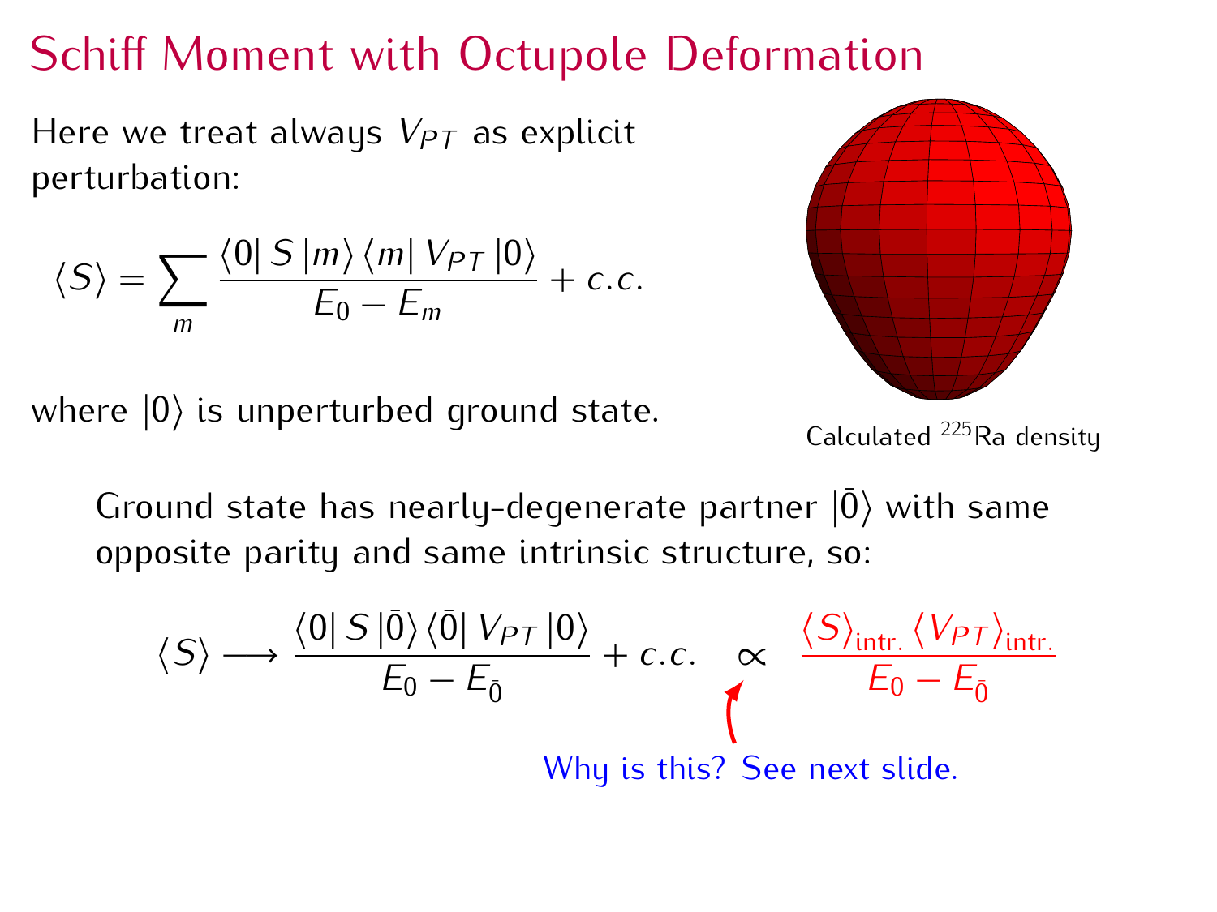# Schiff Moment with Octupole Deformation

Here we treat always $V_{PT}$ as explicit perturbation:

$$\langle S \rangle = \sum_m \frac{\langle 0 | S | m \rangle \langle m | V_{PT} | 0 \rangle}{E_0 - E_m} + c.c.$$

where $|0\rangle$ is unperturbed ground state.

Calculated $^{225}$Ra density

Ground state has nearly-degenerate partner $|\bar{0}\rangle$ with same opposite parity and same intrinsic structure, so:

$$\langle S \rangle \longrightarrow \frac{\langle 0 | S | \bar{0} \rangle \langle \bar{0} | V_{PT} | 0 \rangle}{E_0 - E_{\bar{0}}} + c.c. \quad \propto \quad \frac{\langle S \rangle_{\text{intr.}} \langle V_{PT} \rangle_{\text{intr.}}}{E_0 - E_{\bar{0}}}$$

Why is this? See next slide.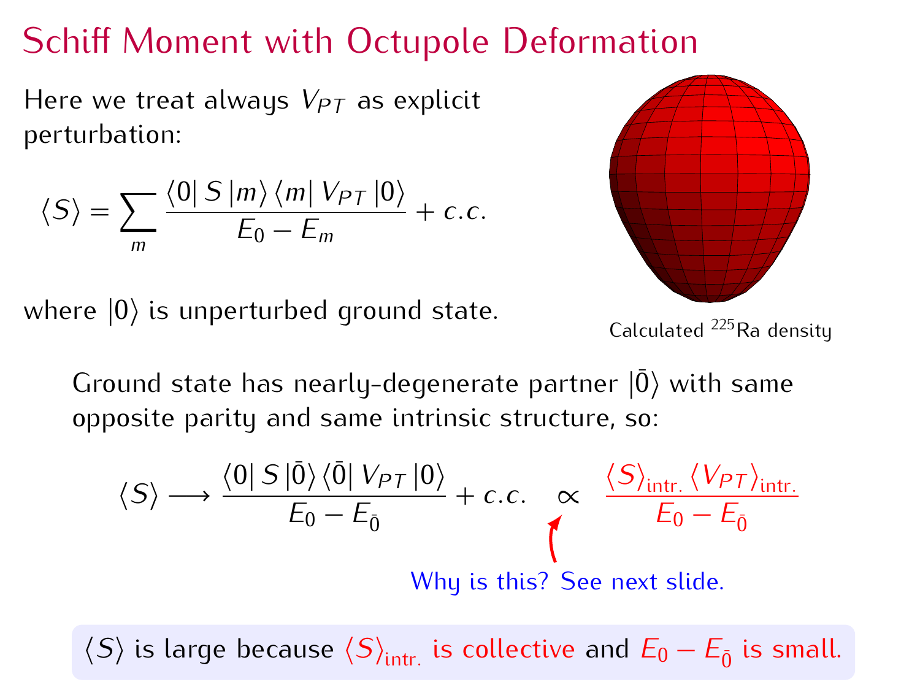# Schiff Moment with Octupole Deformation

Here we treat always $V_{PT}$ as explicit perturbation:

$$\langle S \rangle = \sum_m \frac{\langle 0 | S | m \rangle \langle m | V_{PT} | 0 \rangle}{E_0 - E_m} + c.c.$$

where $|0\rangle$ is unperturbed ground state.

Calculated $^{225}$Ra density

Ground state has nearly-degenerate partner $|\bar{0}\rangle$ with same opposite parity and same intrinsic structure, so:

$$\langle S \rangle \longrightarrow \frac{\langle 0 | S | \bar{0} \rangle \langle \bar{0} | V_{PT} | 0 \rangle}{E_0 - E_{\bar{0}}} + c.c. \quad \propto \quad \frac{\langle S \rangle_{\text{intr.}} \langle V_{PT} \rangle_{\text{intr.}}}{E_0 - E_{\bar{0}}}$$

Why is this? See next slide.

$\langle S \rangle$ is large because $\langle S \rangle_{\text{intr.}}$ is collective and $E_0 - E_{\bar{0}}$ is small.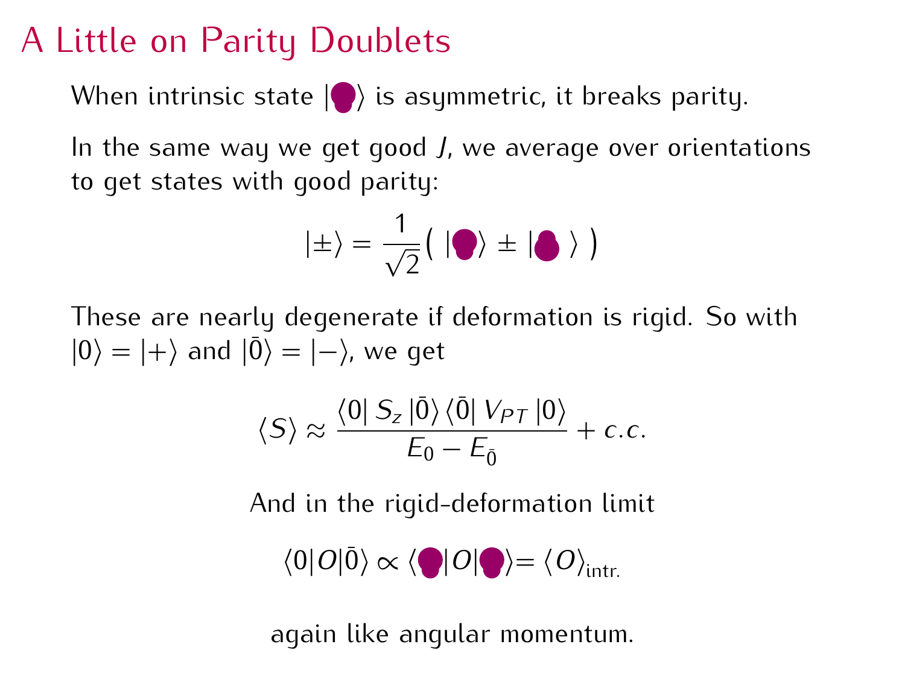# A Little on Parity Doublets

When intrinsic state $|\bullet\rangle$ is asymmetric, it breaks parity.

In the same way we get good $J$, we average over orientations to get states with good parity:

$$|\pm\rangle = \frac{1}{\sqrt{2}}\left( \, |\bullet\rangle \pm |\bullet'\rangle \, \right)$$

These are nearly degenerate if deformation is rigid. So with $|0\rangle = |+\rangle$ and $|\bar{0}\rangle = |-\rangle$, we get

$$\langle S \rangle \approx \frac{\langle 0| \, S_z \, |\bar{0}\rangle \, \langle \bar{0}| \, V_{PT} \, |0\rangle}{E_0 - E_{\bar{0}}} + c.c.$$

And in the rigid-deformation limit

$$\langle 0|O|\bar{0}\rangle \propto \langle \bullet|O|\bullet\rangle = \langle O\rangle_{\text{intr.}}$$

again like angular momentum.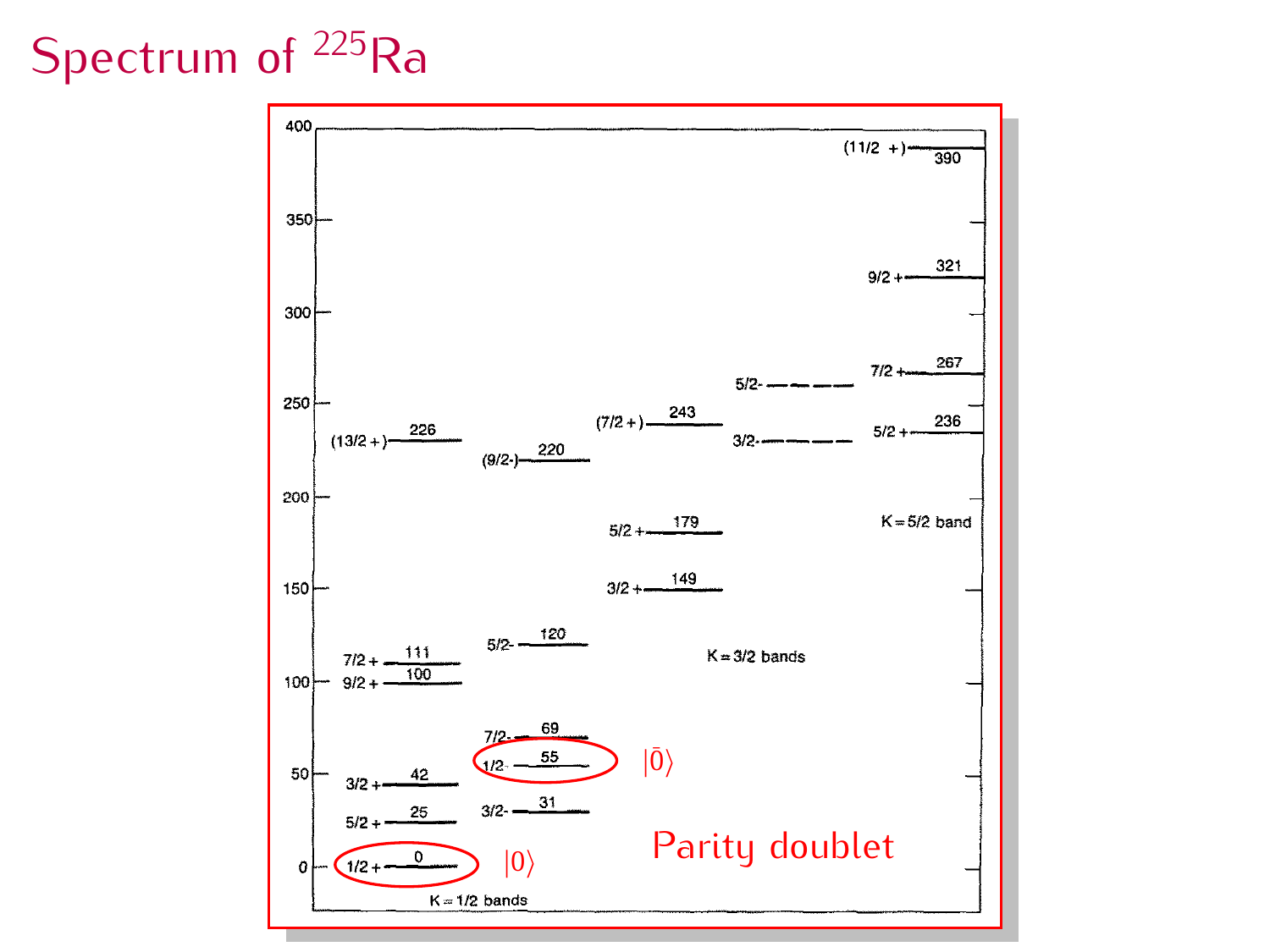# Spectrum of $^{225}$Ra

| K = 1/2 bands | | K = 3/2 bands | | K = 5/2 band |
|---|---|---|---|---|
| (13/2 +) 226 | (9/2-) 220 | (7/2 +) 243 | 5/2- | (11/2 +) 390 |
| 7/2 + 111 | 5/2- 120 | 5/2 + 179 | 3/2- | 9/2 + 321 |
| 9/2 + 100 | 7/2- 69 | 3/2 + 149 | | 7/2 + 267 |
| 3/2 + 42 | 1/2- 55 | | | 5/2 + 236 |
| 5/2 + 25 | 3/2- 31 | | | |
| 1/2 + 0 | | | | |

$|0\rangle$ (1/2+, 0)

$|\bar{0}\rangle$ (1/2-, 55)

Parity doublet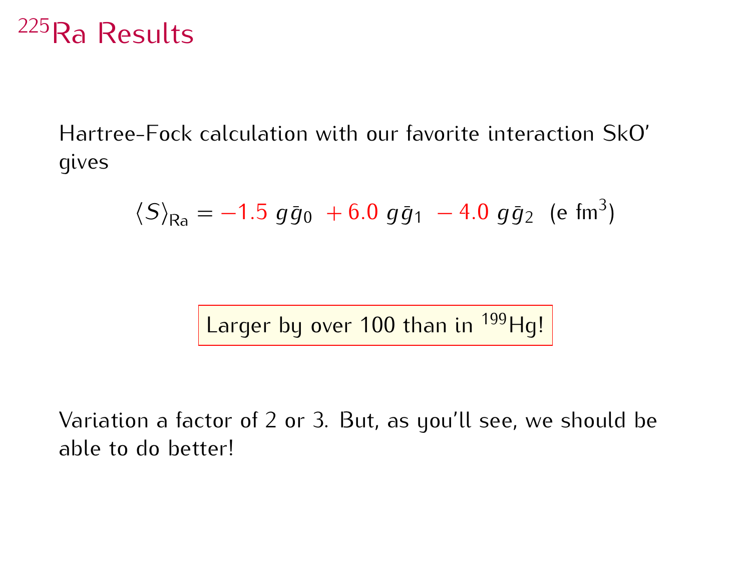# $^{225}$Ra Results

Hartree-Fock calculation with our favorite interaction SkO′ gives

$$\langle S \rangle_{\text{Ra}} = -1.5 \; g\bar{g}_0 \; + 6.0 \; g\bar{g}_1 \; - 4.0 \; g\bar{g}_2 \;\; (\text{e fm}^3)$$

Larger by over 100 than in $^{199}$Hg!

Variation a factor of 2 or 3. But, as you'll see, we should be able to do better!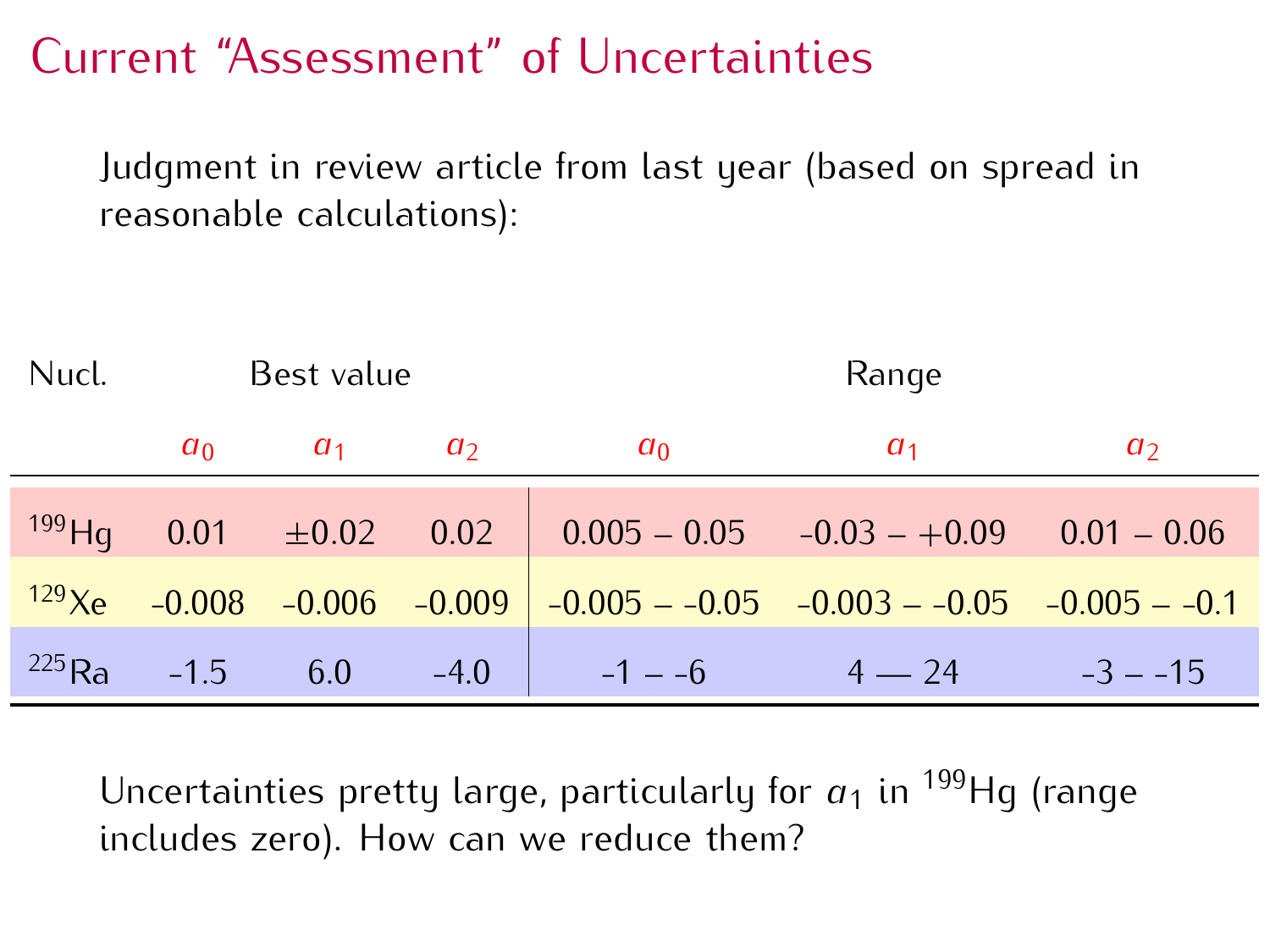# Current "Assessment" of Uncertainties

Judgment in review article from last year (based on spread in reasonable calculations):

| Nucl. | Best value | | | Range | | |
|---|---|---|---|---|---|---|
| | $a_0$ | $a_1$ | $a_2$ | $a_0$ | $a_1$ | $a_2$ |
| $^{199}$Hg | 0.01 | ±0.02 | 0.02 | 0.005 – 0.05 | -0.03 – +0.09 | 0.01 – 0.06 |
| $^{129}$Xe | -0.008 | -0.006 | -0.009 | -0.005 – -0.05 | -0.003 – -0.05 | -0.005 – -0.1 |
| $^{225}$Ra | -1.5 | 6.0 | -4.0 | -1 – -6 | 4 — 24 | -3 – -15 |

Uncertainties pretty large, particularly for $a_1$ in $^{199}$Hg (range includes zero). How can we reduce them?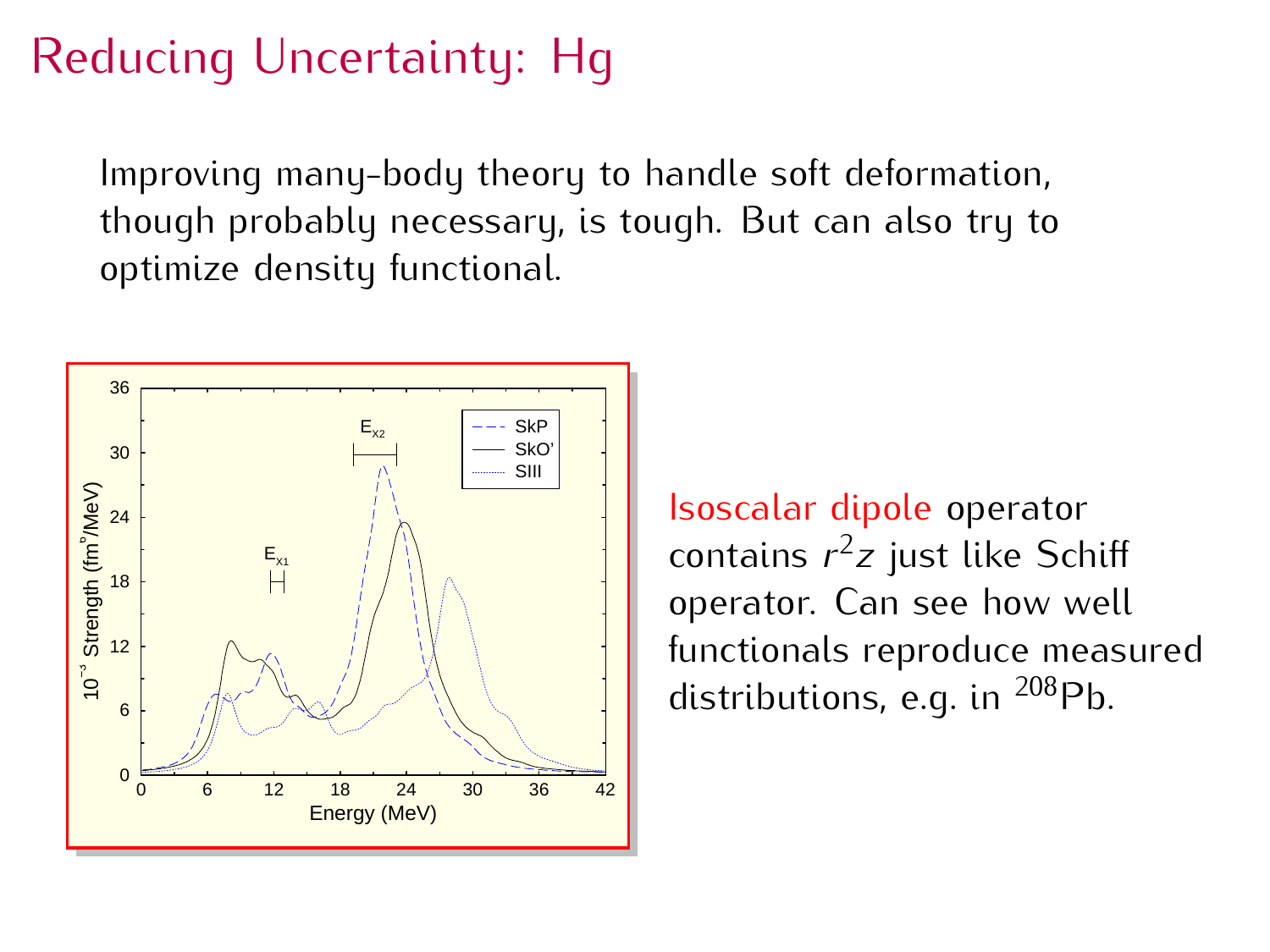# Reducing Uncertainty: Hg

Improving many-body theory to handle soft deformation, though probably necessary, is tough. But can also try to optimize density functional.

Isoscalar dipole operator contains $r^2 z$ just like Schiff operator. Can see how well functionals reproduce measured distributions, e.g. in $^{208}$Pb.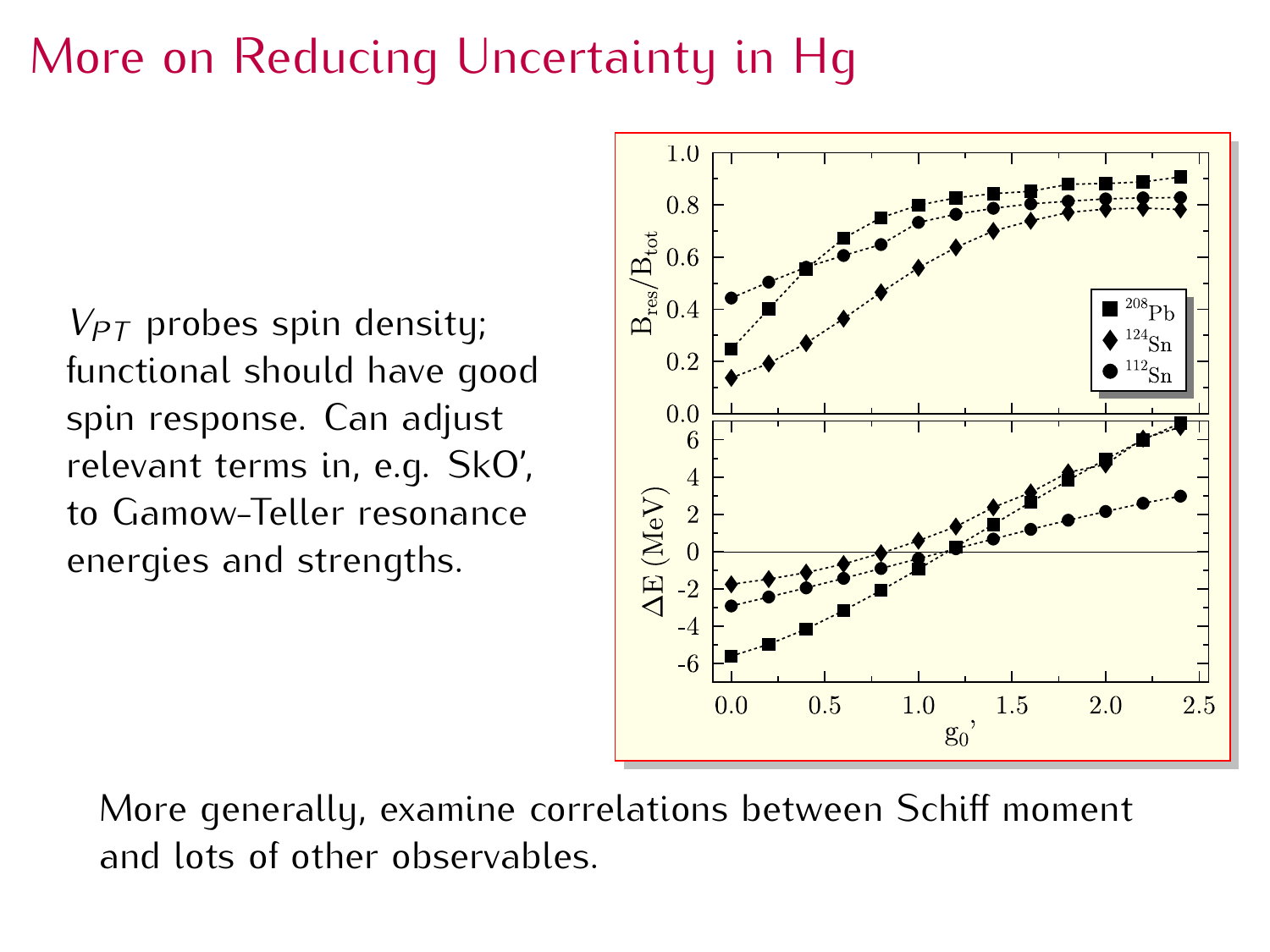# More on Reducing Uncertainty in Hg

$V_{PT}$ probes spin density; functional should have good spin response. Can adjust relevant terms in, e.g. SkO', to Gamow-Teller resonance energies and strengths.

More generally, examine correlations between Schiff moment and lots of other observables.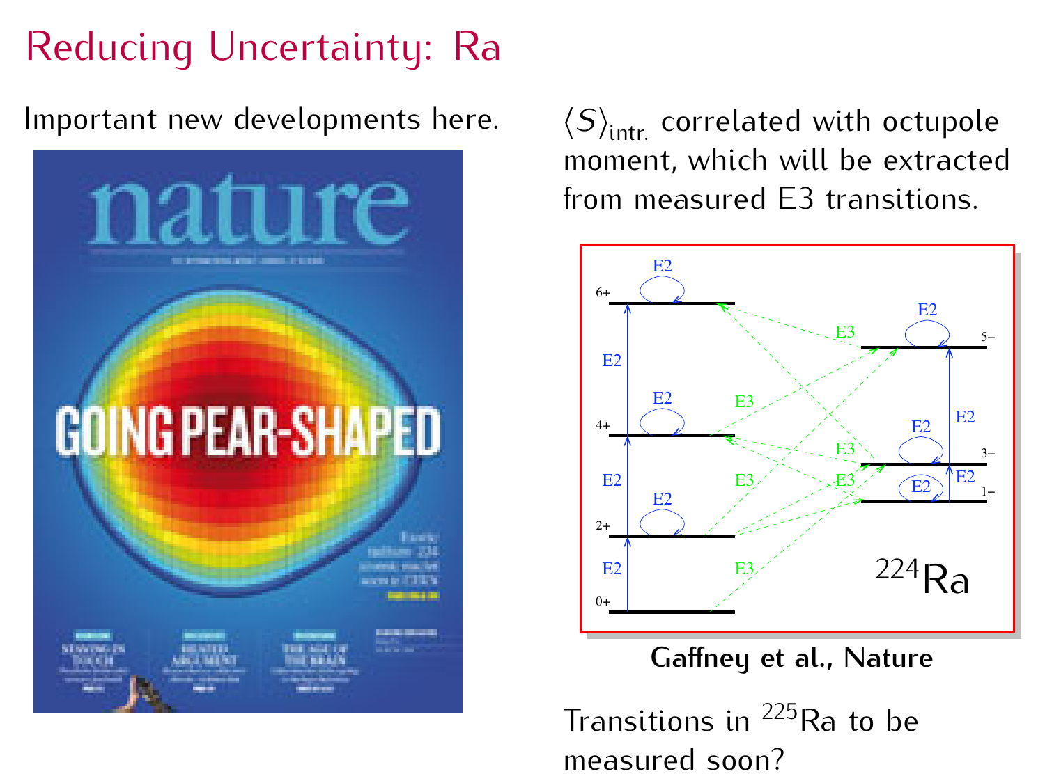# Reducing Uncertainty: Ra

Important new developments here.

$\langle S \rangle_{\text{intr.}}$ correlated with octupole moment, which will be extracted from measured E3 transitions.

**Gaffney et al., Nature**

Transitions in $^{225}$Ra to be measured soon?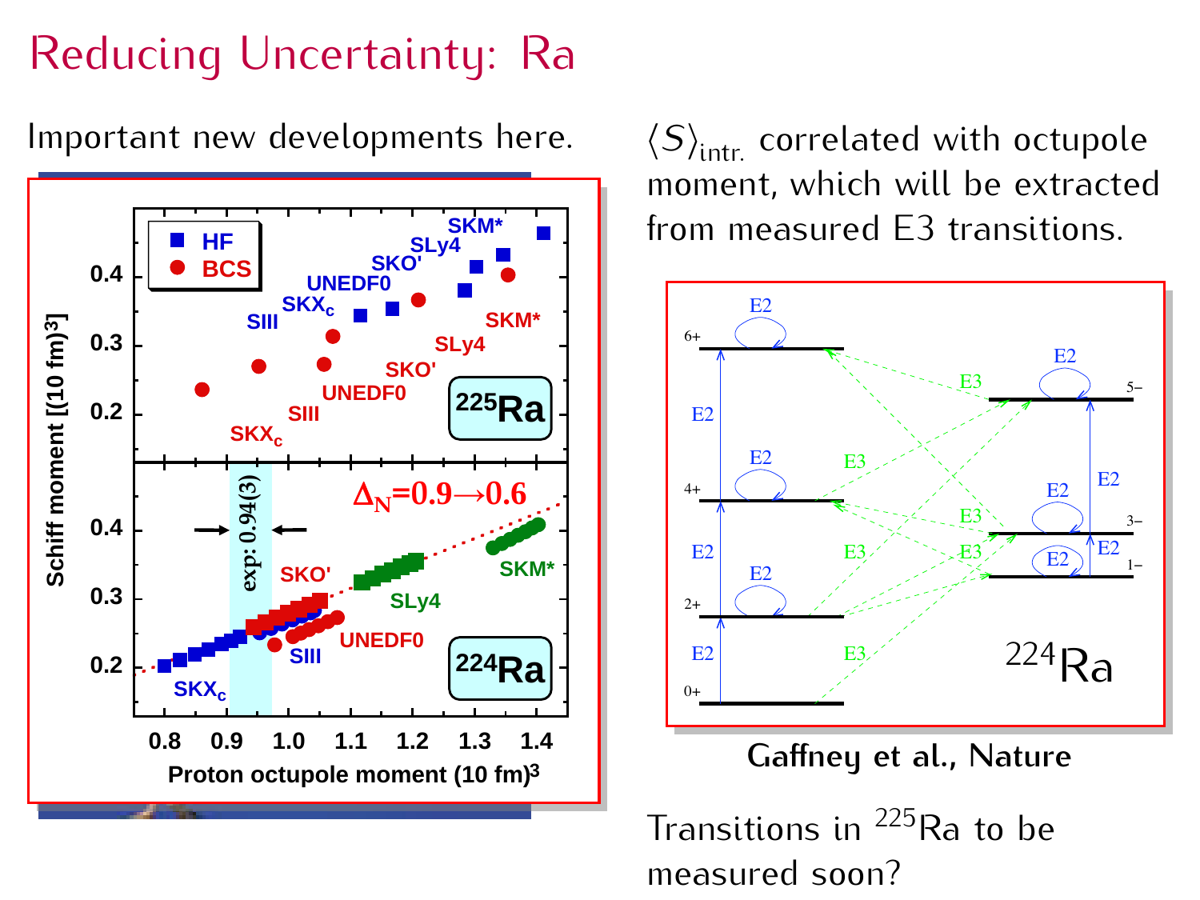# Reducing Uncertainty: Ra

Important new developments here.

$\langle S \rangle_{\text{intr.}}$ correlated with octupole moment, which will be extracted from measured E3 transitions.

Gaffney et al., Nature

Transitions in $^{225}$Ra to be measured soon?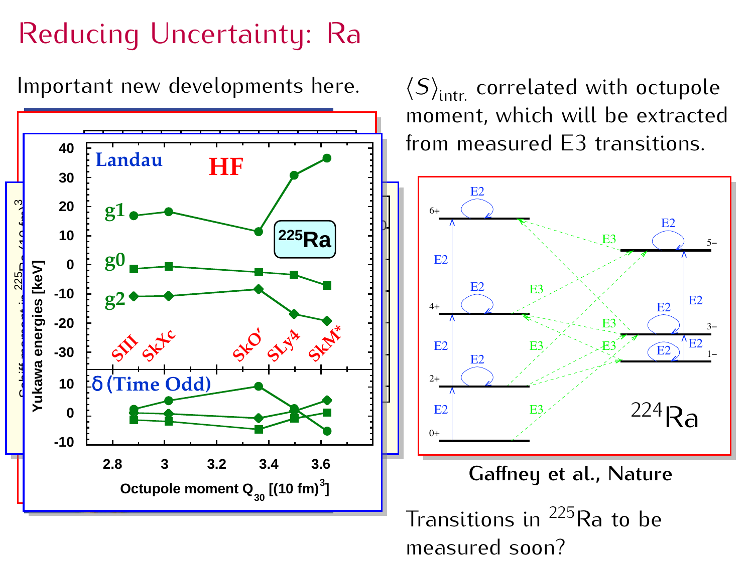# Reducing Uncertainty: Ra

Important new developments here.

$\langle S \rangle_{\text{intr.}}$ correlated with octupole moment, which will be extracted from measured E3 transitions.

Gaffney et al., Nature

Transitions in $^{225}$Ra to be measured soon?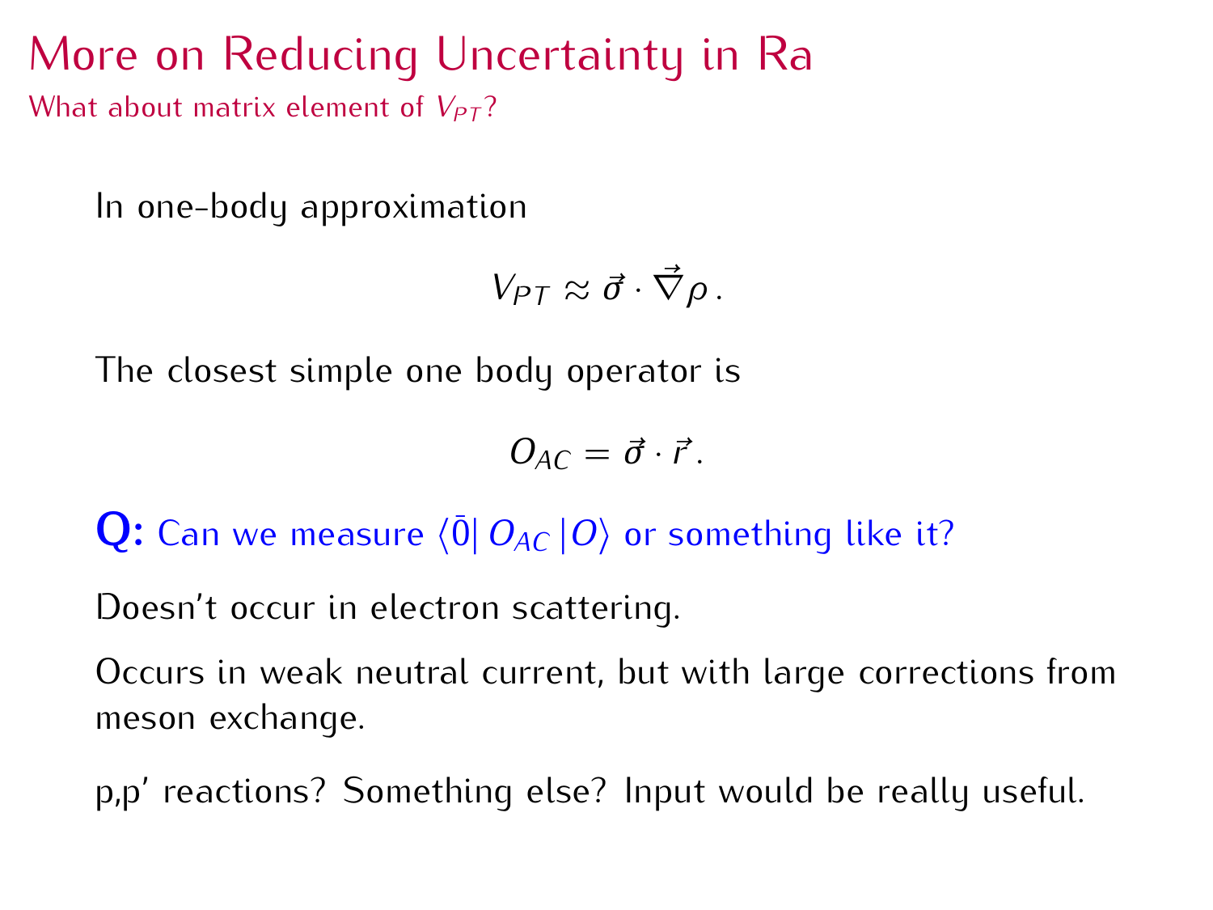# More on Reducing Uncertainty in Ra

## What about matrix element of $V_{PT}$?

In one-body approximation

$$V_{PT} \approx \vec{\sigma} \cdot \vec{\nabla} \rho \, .$$

The closest simple one body operator is

$$O_{AC} = \vec{\sigma} \cdot \vec{r} \, .$$

**Q:** Can we measure $\langle \bar{0} | \, O_{AC} \, | O \rangle$ or something like it?

Doesn't occur in electron scattering.

Occurs in weak neutral current, but with large corrections from meson exchange.

p,p' reactions? Something else? Input would be really useful.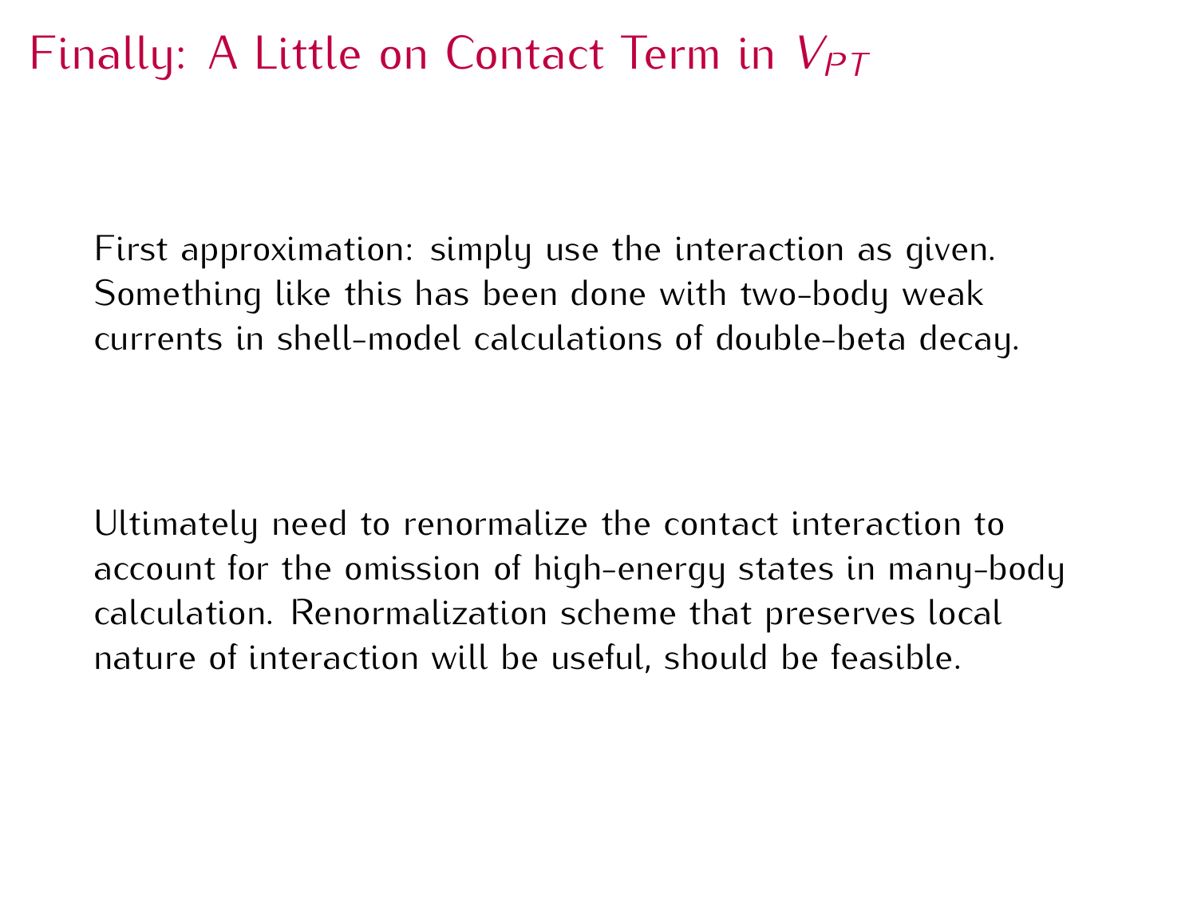# Finally: A Little on Contact Term in $V_{PT}$

First approximation: simply use the interaction as given. Something like this has been done with two-body weak currents in shell-model calculations of double-beta decay.

Ultimately need to renormalize the contact interaction to account for the omission of high-energy states in many-body calculation. Renormalization scheme that preserves local nature of interaction will be useful, should be feasible.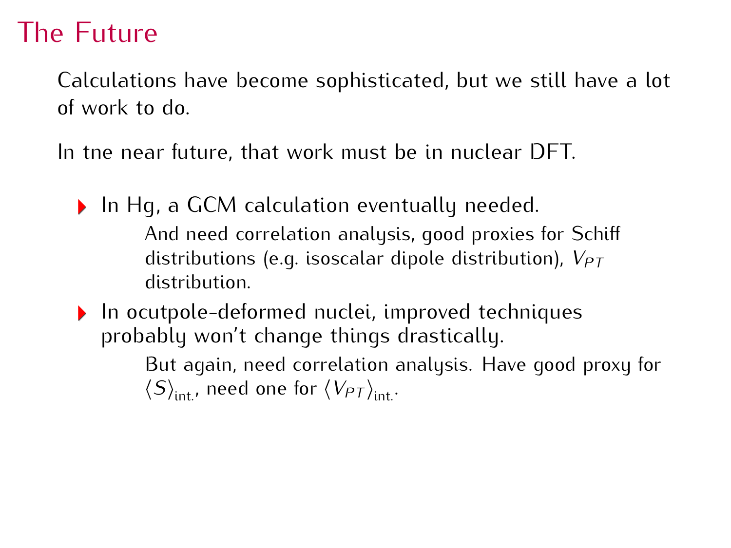# The Future

Calculations have become sophisticated, but we still have a lot of work to do.

In tne near future, that work must be in nuclear DFT.

- In Hg, a GCM calculation eventually needed.

  And need correlation analysis, good proxies for Schiff distributions (e.g. isoscalar dipole distribution), $V_{PT}$ distribution.

- In ocutpole-deformed nuclei, improved techniques probably won't change things drastically.

  But again, need correlation analysis. Have good proxy for $\langle S \rangle_{\text{int.}}$, need one for $\langle V_{PT} \rangle_{\text{int.}}$.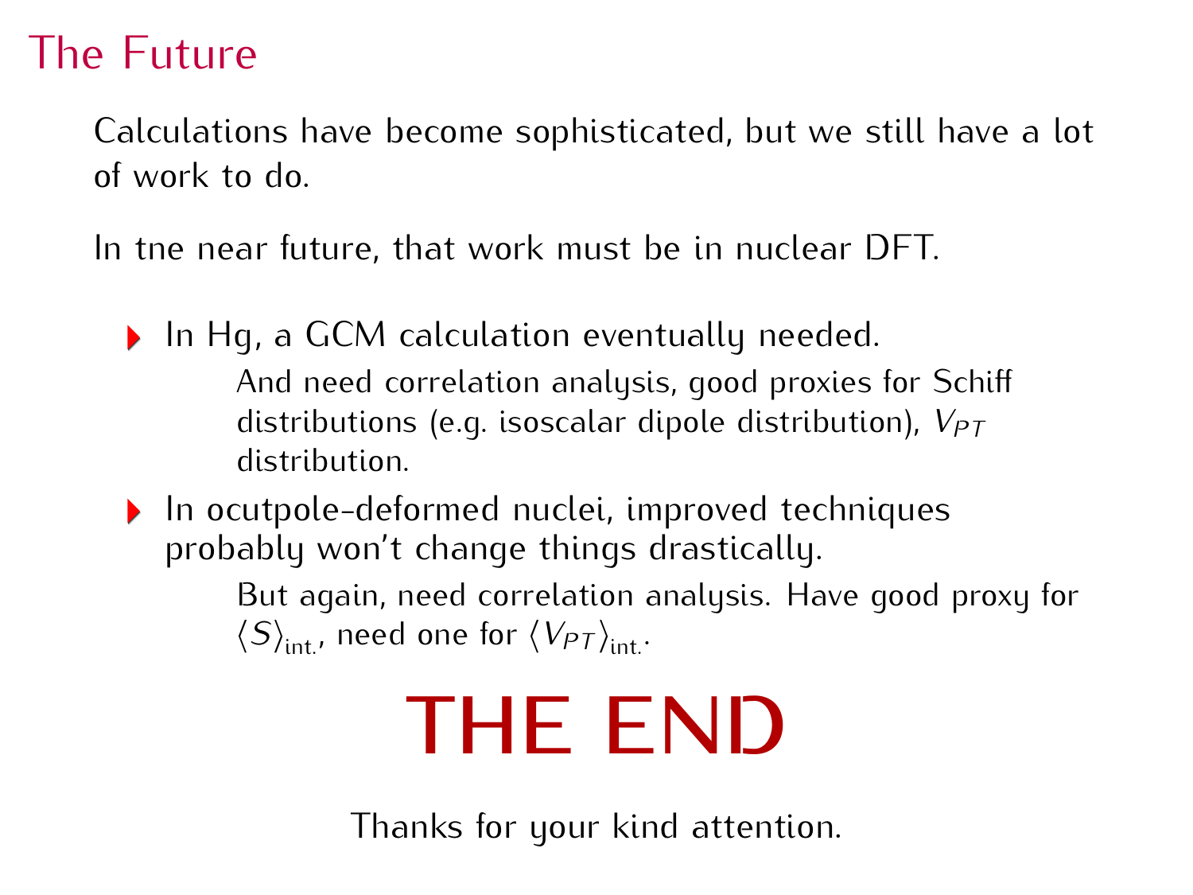# The Future

Calculations have become sophisticated, but we still have a lot of work to do.

In tne near future, that work must be in nuclear DFT.

- In Hg, a GCM calculation eventually needed.

  And need correlation analysis, good proxies for Schiff distributions (e.g. isoscalar dipole distribution), $V_{PT}$ distribution.

- In ocutpole-deformed nuclei, improved techniques probably won't change things drastically.

  But again, need correlation analysis. Have good proxy for $\langle S \rangle_{\text{int.}}$, need one for $\langle V_{PT} \rangle_{\text{int.}}$.

# THE END

Thanks for your kind attention.